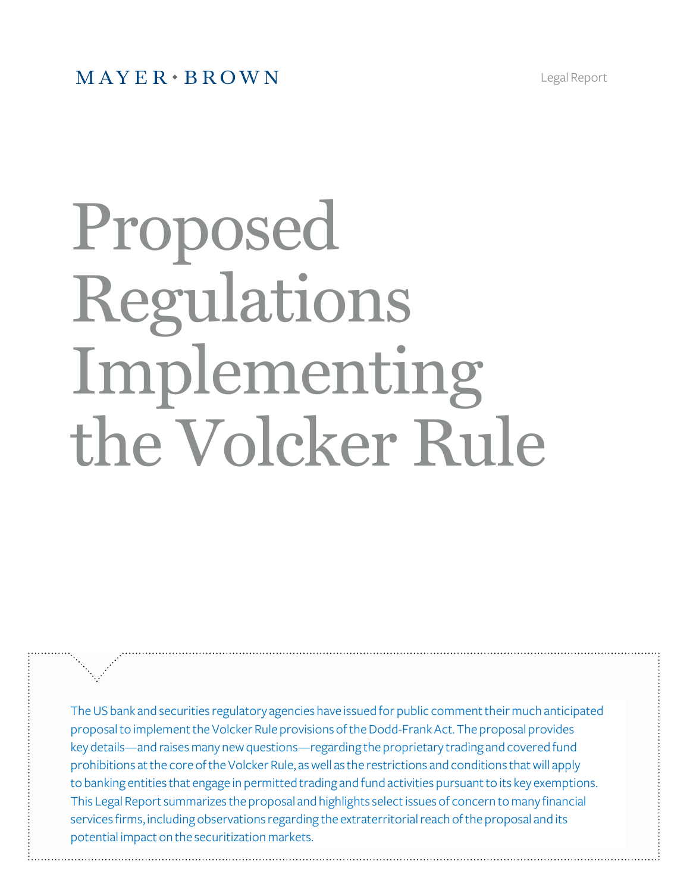MAYER • BROWN

Legal Report

# Proposed Regulations Implementing the Volcker Rule

The US bank and securities regulatory agencies have issued for public comment their much anticipated proposal to implement the Volcker Rule provisions of the Dodd-Frank Act. The proposal provides key details—and raises many new questions—regarding the proprietary trading and covered fund prohibitions at the core of the Volcker Rule, as well as the restrictions and conditions that will apply to banking entities that engage in permitted trading and fund activities pursuant to its key exemptions. This Legal Report summarizes the proposal and highlights select issues of concern to many financial services firms, including observations regarding the extraterritorial reach of the proposal and its potential impact on the securitization markets.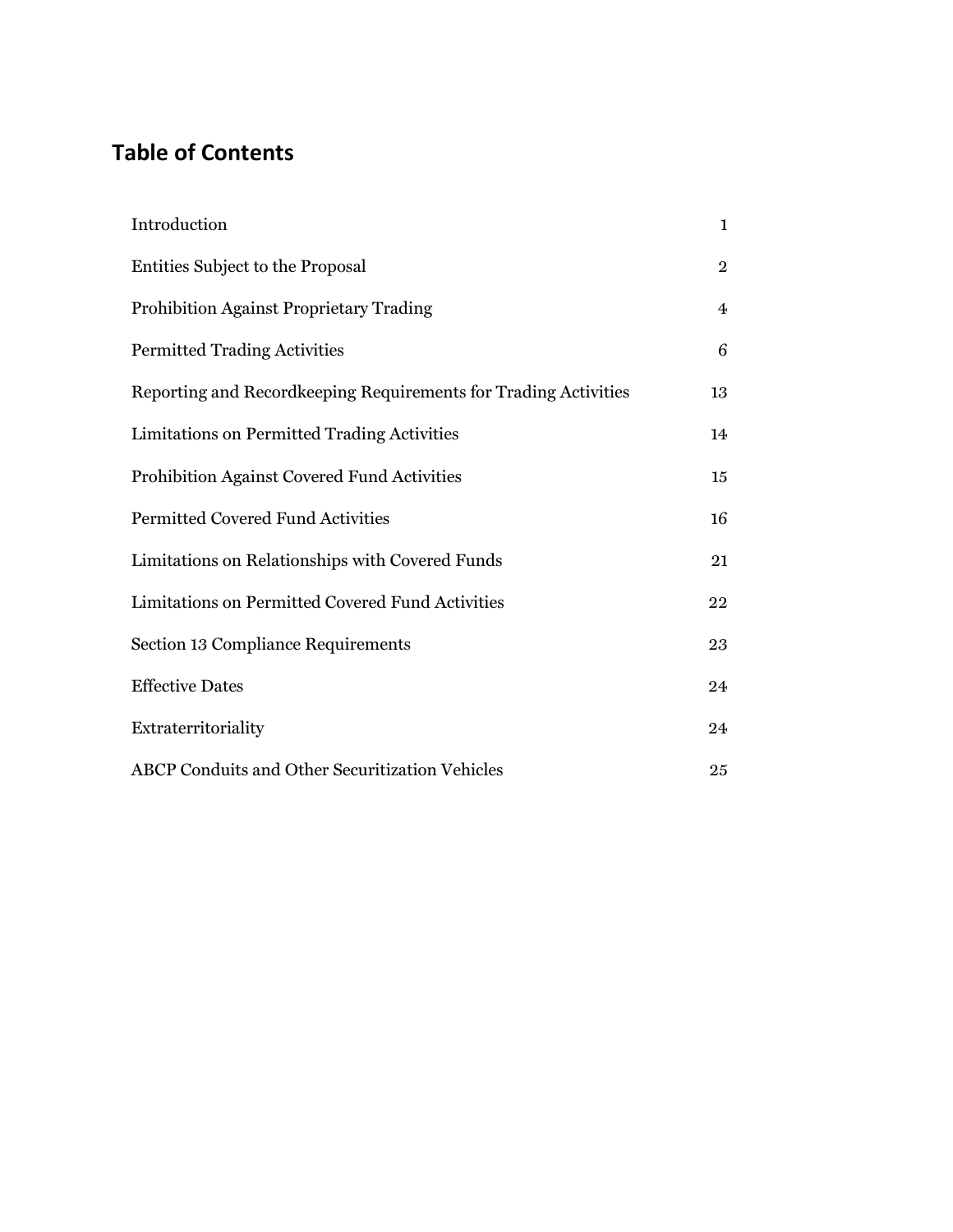## Table of Contents

| | |
|---|---|
| Introduction | 1 |
| Entities Subject to the Proposal | 2 |
| Prohibition Against Proprietary Trading | 4 |
| Permitted Trading Activities | 6 |
| Reporting and Recordkeeping Requirements for Trading Activities | 13 |
| Limitations on Permitted Trading Activities | 14 |
| Prohibition Against Covered Fund Activities | 15 |
| Permitted Covered Fund Activities | 16 |
| Limitations on Relationships with Covered Funds | 21 |
| Limitations on Permitted Covered Fund Activities | 22 |
| Section 13 Compliance Requirements | 23 |
| Effective Dates | 24 |
| Extraterritoriality | 24 |
| ABCP Conduits and Other Securitization Vehicles | 25 |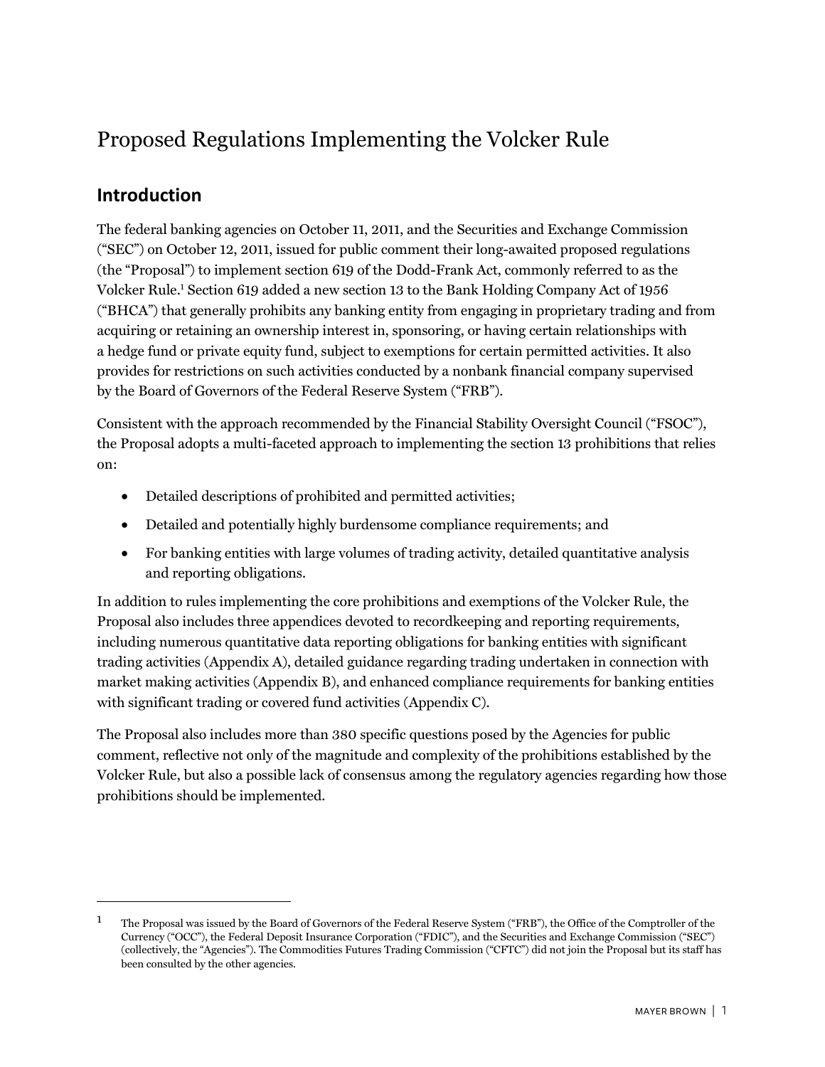# Proposed Regulations Implementing the Volcker Rule

## Introduction

The federal banking agencies on October 11, 2011, and the Securities and Exchange Commission ("SEC") on October 12, 2011, issued for public comment their long-awaited proposed regulations (the "Proposal") to implement section 619 of the Dodd-Frank Act, commonly referred to as the Volcker Rule.[1] Section 619 added a new section 13 to the Bank Holding Company Act of 1956 ("BHCA") that generally prohibits any banking entity from engaging in proprietary trading and from acquiring or retaining an ownership interest in, sponsoring, or having certain relationships with a hedge fund or private equity fund, subject to exemptions for certain permitted activities. It also provides for restrictions on such activities conducted by a nonbank financial company supervised by the Board of Governors of the Federal Reserve System ("FRB").

Consistent with the approach recommended by the Financial Stability Oversight Council ("FSOC"), the Proposal adopts a multi-faceted approach to implementing the section 13 prohibitions that relies on:

- Detailed descriptions of prohibited and permitted activities;
- Detailed and potentially highly burdensome compliance requirements; and
- For banking entities with large volumes of trading activity, detailed quantitative analysis and reporting obligations.

In addition to rules implementing the core prohibitions and exemptions of the Volcker Rule, the Proposal also includes three appendices devoted to recordkeeping and reporting requirements, including numerous quantitative data reporting obligations for banking entities with significant trading activities (Appendix A), detailed guidance regarding trading undertaken in connection with market making activities (Appendix B), and enhanced compliance requirements for banking entities with significant trading or covered fund activities (Appendix C).

The Proposal also includes more than 380 specific questions posed by the Agencies for public comment, reflective not only of the magnitude and complexity of the prohibitions established by the Volcker Rule, but also a possible lack of consensus among the regulatory agencies regarding how those prohibitions should be implemented.

---

1 The Proposal was issued by the Board of Governors of the Federal Reserve System ("FRB"), the Office of the Comptroller of the Currency ("OCC"), the Federal Deposit Insurance Corporation ("FDIC"), and the Securities and Exchange Commission ("SEC") (collectively, the "Agencies"). The Commodities Futures Trading Commission ("CFTC") did not join the Proposal but its staff has been consulted by the other agencies.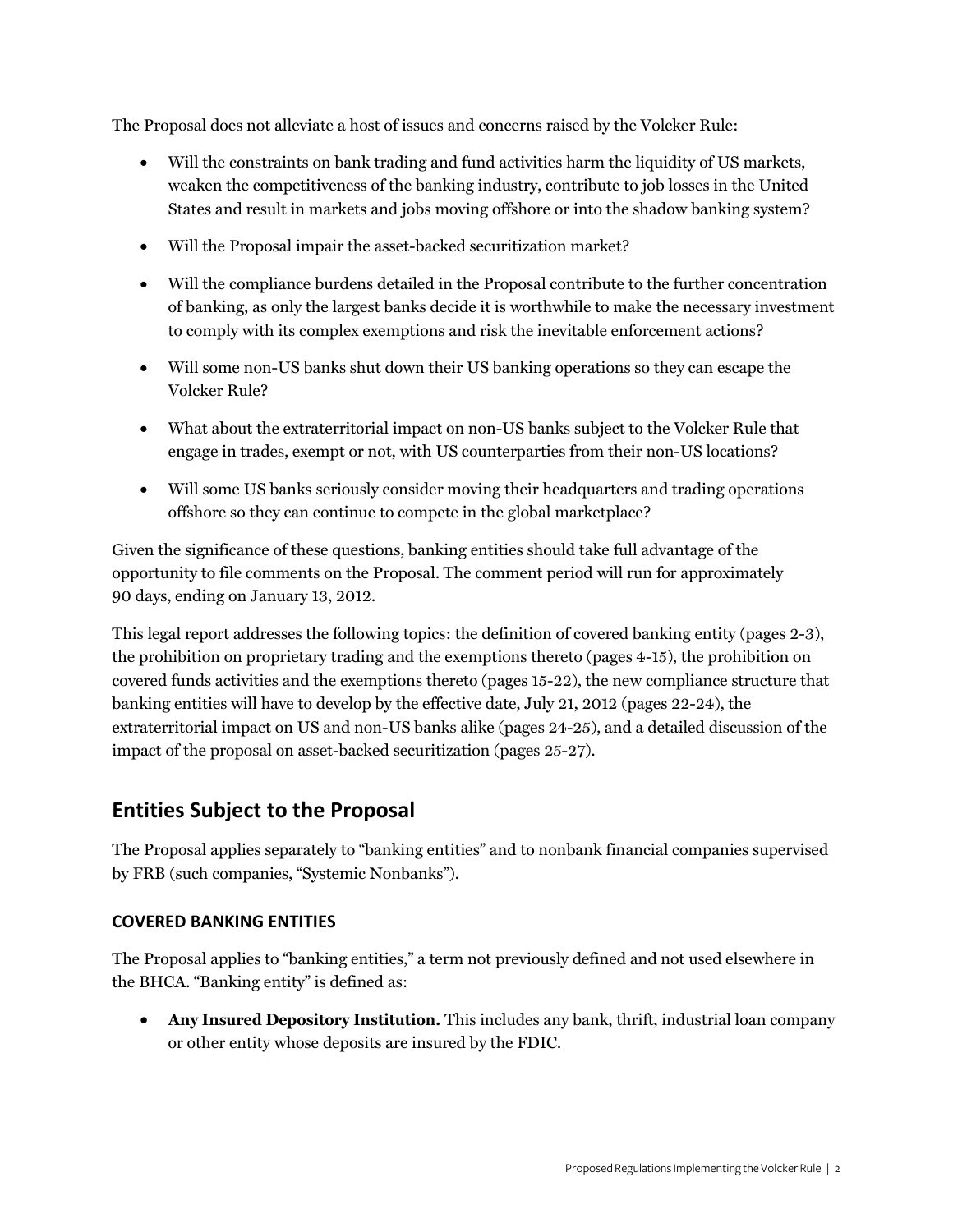The Proposal does not alleviate a host of issues and concerns raised by the Volcker Rule:

- Will the constraints on bank trading and fund activities harm the liquidity of US markets, weaken the competitiveness of the banking industry, contribute to job losses in the United States and result in markets and jobs moving offshore or into the shadow banking system?
- Will the Proposal impair the asset-backed securitization market?
- Will the compliance burdens detailed in the Proposal contribute to the further concentration of banking, as only the largest banks decide it is worthwhile to make the necessary investment to comply with its complex exemptions and risk the inevitable enforcement actions?
- Will some non-US banks shut down their US banking operations so they can escape the Volcker Rule?
- What about the extraterritorial impact on non-US banks subject to the Volcker Rule that engage in trades, exempt or not, with US counterparties from their non-US locations?
- Will some US banks seriously consider moving their headquarters and trading operations offshore so they can continue to compete in the global marketplace?

Given the significance of these questions, banking entities should take full advantage of the opportunity to file comments on the Proposal. The comment period will run for approximately 90 days, ending on January 13, 2012.

This legal report addresses the following topics: the definition of covered banking entity (pages 2-3), the prohibition on proprietary trading and the exemptions thereto (pages 4-15), the prohibition on covered funds activities and the exemptions thereto (pages 15-22), the new compliance structure that banking entities will have to develop by the effective date, July 21, 2012 (pages 22-24), the extraterritorial impact on US and non-US banks alike (pages 24-25), and a detailed discussion of the impact of the proposal on asset-backed securitization (pages 25-27).

## Entities Subject to the Proposal

The Proposal applies separately to "banking entities" and to nonbank financial companies supervised by FRB (such companies, "Systemic Nonbanks").

### COVERED BANKING ENTITIES

The Proposal applies to "banking entities," a term not previously defined and not used elsewhere in the BHCA. "Banking entity" is defined as:

- **Any Insured Depository Institution.** This includes any bank, thrift, industrial loan company or other entity whose deposits are insured by the FDIC.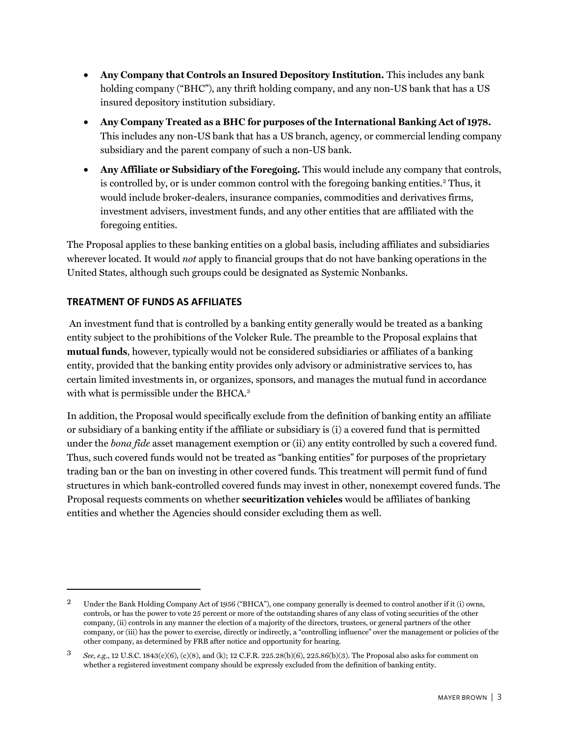- **Any Company that Controls an Insured Depository Institution.** This includes any bank holding company ("BHC"), any thrift holding company, and any non-US bank that has a US insured depository institution subsidiary.
- **Any Company Treated as a BHC for purposes of the International Banking Act of 1978.** This includes any non-US bank that has a US branch, agency, or commercial lending company subsidiary and the parent company of such a non-US bank.
- **Any Affiliate or Subsidiary of the Foregoing.** This would include any company that controls, is controlled by, or is under common control with the foregoing banking entities.[2] Thus, it would include broker-dealers, insurance companies, commodities and derivatives firms, investment advisers, investment funds, and any other entities that are affiliated with the foregoing entities.

The Proposal applies to these banking entities on a global basis, including affiliates and subsidiaries wherever located. It would *not* apply to financial groups that do not have banking operations in the United States, although such groups could be designated as Systemic Nonbanks.

## TREATMENT OF FUNDS AS AFFILIATES

An investment fund that is controlled by a banking entity generally would be treated as a banking entity subject to the prohibitions of the Volcker Rule. The preamble to the Proposal explains that **mutual funds**, however, typically would not be considered subsidiaries or affiliates of a banking entity, provided that the banking entity provides only advisory or administrative services to, has certain limited investments in, or organizes, sponsors, and manages the mutual fund in accordance with what is permissible under the BHCA.[3]

In addition, the Proposal would specifically exclude from the definition of banking entity an affiliate or subsidiary of a banking entity if the affiliate or subsidiary is (i) a covered fund that is permitted under the *bona fide* asset management exemption or (ii) any entity controlled by such a covered fund. Thus, such covered funds would not be treated as "banking entities" for purposes of the proprietary trading ban or the ban on investing in other covered funds. This treatment will permit fund of fund structures in which bank-controlled covered funds may invest in other, nonexempt covered funds. The Proposal requests comments on whether **securitization vehicles** would be affiliates of banking entities and whether the Agencies should consider excluding them as well.

---

[2] Under the Bank Holding Company Act of 1956 ("BHCA"), one company generally is deemed to control another if it (i) owns, controls, or has the power to vote 25 percent or more of the outstanding shares of any class of voting securities of the other company, (ii) controls in any manner the election of a majority of the directors, trustees, or general partners of the other company, or (iii) has the power to exercise, directly or indirectly, a "controlling influence" over the management or policies of the other company, as determined by FRB after notice and opportunity for hearing.

[3] *See, e.g.*, 12 U.S.C. 1843(c)(6), (c)(8), and (k); 12 C.F.R. 225.28(b)(6), 225.86(b)(3). The Proposal also asks for comment on whether a registered investment company should be expressly excluded from the definition of banking entity.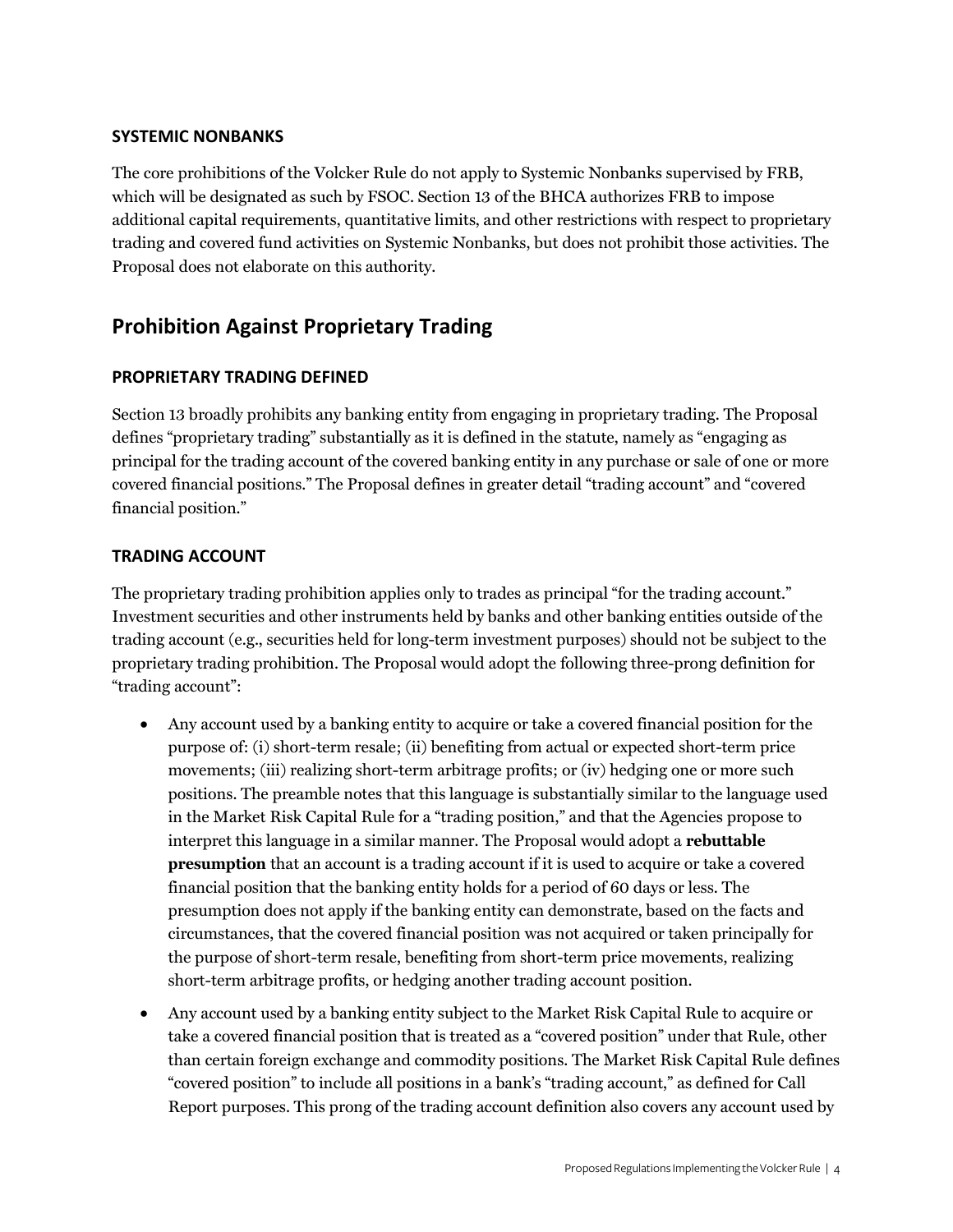### SYSTEMIC NONBANKS

The core prohibitions of the Volcker Rule do not apply to Systemic Nonbanks supervised by FRB, which will be designated as such by FSOC. Section 13 of the BHCA authorizes FRB to impose additional capital requirements, quantitative limits, and other restrictions with respect to proprietary trading and covered fund activities on Systemic Nonbanks, but does not prohibit those activities. The Proposal does not elaborate on this authority.

## Prohibition Against Proprietary Trading

### PROPRIETARY TRADING DEFINED

Section 13 broadly prohibits any banking entity from engaging in proprietary trading. The Proposal defines "proprietary trading" substantially as it is defined in the statute, namely as "engaging as principal for the trading account of the covered banking entity in any purchase or sale of one or more covered financial positions." The Proposal defines in greater detail "trading account" and "covered financial position."

### TRADING ACCOUNT

The proprietary trading prohibition applies only to trades as principal "for the trading account." Investment securities and other instruments held by banks and other banking entities outside of the trading account (e.g., securities held for long-term investment purposes) should not be subject to the proprietary trading prohibition. The Proposal would adopt the following three-prong definition for "trading account":

- Any account used by a banking entity to acquire or take a covered financial position for the purpose of: (i) short-term resale; (ii) benefiting from actual or expected short-term price movements; (iii) realizing short-term arbitrage profits; or (iv) hedging one or more such positions. The preamble notes that this language is substantially similar to the language used in the Market Risk Capital Rule for a "trading position," and that the Agencies propose to interpret this language in a similar manner. The Proposal would adopt a **rebuttable presumption** that an account is a trading account if it is used to acquire or take a covered financial position that the banking entity holds for a period of 60 days or less. The presumption does not apply if the banking entity can demonstrate, based on the facts and circumstances, that the covered financial position was not acquired or taken principally for the purpose of short-term resale, benefiting from short-term price movements, realizing short-term arbitrage profits, or hedging another trading account position.
- Any account used by a banking entity subject to the Market Risk Capital Rule to acquire or take a covered financial position that is treated as a "covered position" under that Rule, other than certain foreign exchange and commodity positions. The Market Risk Capital Rule defines "covered position" to include all positions in a bank's "trading account," as defined for Call Report purposes. This prong of the trading account definition also covers any account used by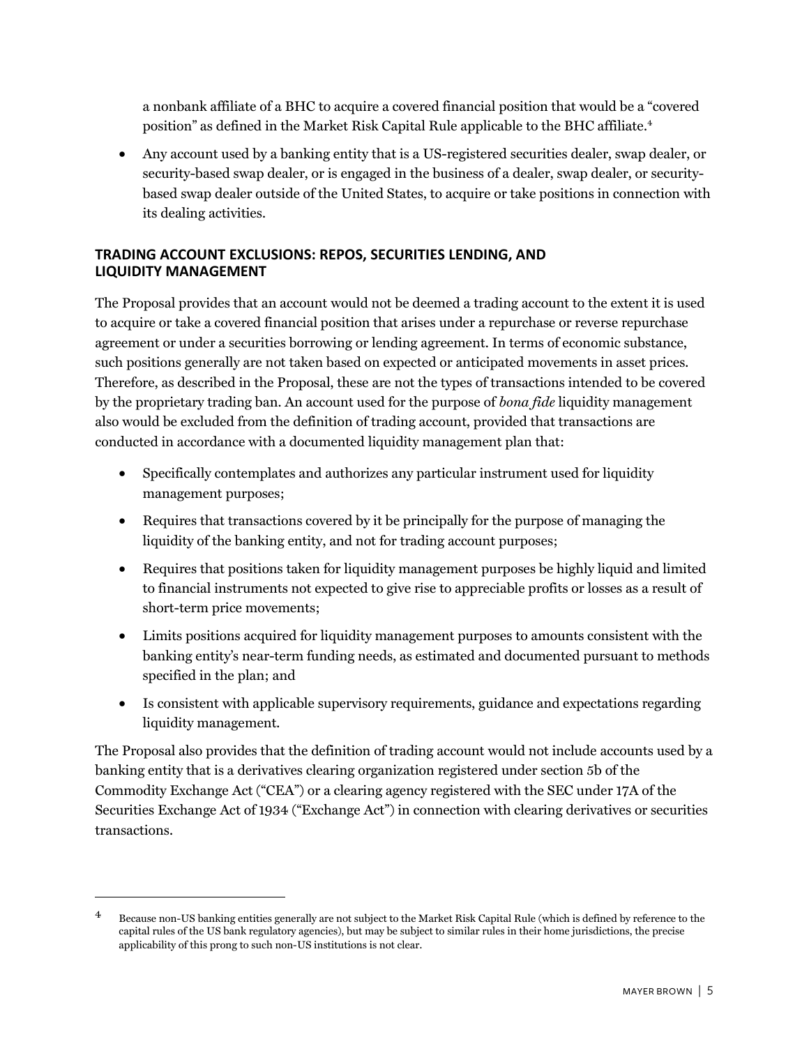a nonbank affiliate of a BHC to acquire a covered financial position that would be a "covered position" as defined in the Market Risk Capital Rule applicable to the BHC affiliate.[4]

- Any account used by a banking entity that is a US-registered securities dealer, swap dealer, or security-based swap dealer, or is engaged in the business of a dealer, swap dealer, or security-based swap dealer outside of the United States, to acquire or take positions in connection with its dealing activities.

## TRADING ACCOUNT EXCLUSIONS: REPOS, SECURITIES LENDING, AND LIQUIDITY MANAGEMENT

The Proposal provides that an account would not be deemed a trading account to the extent it is used to acquire or take a covered financial position that arises under a repurchase or reverse repurchase agreement or under a securities borrowing or lending agreement. In terms of economic substance, such positions generally are not taken based on expected or anticipated movements in asset prices. Therefore, as described in the Proposal, these are not the types of transactions intended to be covered by the proprietary trading ban. An account used for the purpose of *bona fide* liquidity management also would be excluded from the definition of trading account, provided that transactions are conducted in accordance with a documented liquidity management plan that:

- Specifically contemplates and authorizes any particular instrument used for liquidity management purposes;
- Requires that transactions covered by it be principally for the purpose of managing the liquidity of the banking entity, and not for trading account purposes;
- Requires that positions taken for liquidity management purposes be highly liquid and limited to financial instruments not expected to give rise to appreciable profits or losses as a result of short-term price movements;
- Limits positions acquired for liquidity management purposes to amounts consistent with the banking entity's near-term funding needs, as estimated and documented pursuant to methods specified in the plan; and
- Is consistent with applicable supervisory requirements, guidance and expectations regarding liquidity management.

The Proposal also provides that the definition of trading account would not include accounts used by a banking entity that is a derivatives clearing organization registered under section 5b of the Commodity Exchange Act ("CEA") or a clearing agency registered with the SEC under 17A of the Securities Exchange Act of 1934 ("Exchange Act") in connection with clearing derivatives or securities transactions.

---

[4] Because non-US banking entities generally are not subject to the Market Risk Capital Rule (which is defined by reference to the capital rules of the US bank regulatory agencies), but may be subject to similar rules in their home jurisdictions, the precise applicability of this prong to such non-US institutions is not clear.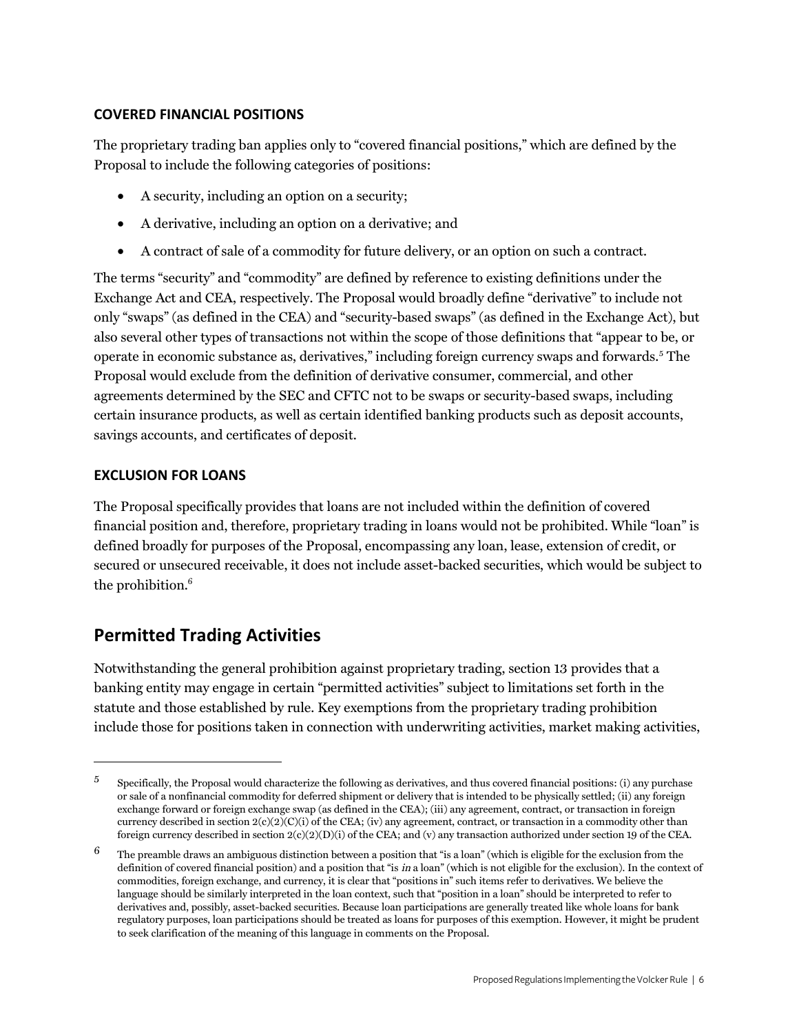### COVERED FINANCIAL POSITIONS

The proprietary trading ban applies only to "covered financial positions," which are defined by the Proposal to include the following categories of positions:

- A security, including an option on a security;
- A derivative, including an option on a derivative; and
- A contract of sale of a commodity for future delivery, or an option on such a contract.

The terms "security" and "commodity" are defined by reference to existing definitions under the Exchange Act and CEA, respectively. The Proposal would broadly define "derivative" to include not only "swaps" (as defined in the CEA) and "security-based swaps" (as defined in the Exchange Act), but also several other types of transactions not within the scope of those definitions that "appear to be, or operate in economic substance as, derivatives," including foreign currency swaps and forwards.[5] The Proposal would exclude from the definition of derivative consumer, commercial, and other agreements determined by the SEC and CFTC not to be swaps or security-based swaps, including certain insurance products, as well as certain identified banking products such as deposit accounts, savings accounts, and certificates of deposit.

### EXCLUSION FOR LOANS

The Proposal specifically provides that loans are not included within the definition of covered financial position and, therefore, proprietary trading in loans would not be prohibited. While "loan" is defined broadly for purposes of the Proposal, encompassing any loan, lease, extension of credit, or secured or unsecured receivable, it does not include asset-backed securities, which would be subject to the prohibition.[6]

## Permitted Trading Activities

Notwithstanding the general prohibition against proprietary trading, section 13 provides that a banking entity may engage in certain "permitted activities" subject to limitations set forth in the statute and those established by rule. Key exemptions from the proprietary trading prohibition include those for positions taken in connection with underwriting activities, market making activities,

---

[5] Specifically, the Proposal would characterize the following as derivatives, and thus covered financial positions: (i) any purchase or sale of a nonfinancial commodity for deferred shipment or delivery that is intended to be physically settled; (ii) any foreign exchange forward or foreign exchange swap (as defined in the CEA); (iii) any agreement, contract, or transaction in foreign currency described in section 2(c)(2)(C)(i) of the CEA; (iv) any agreement, contract, or transaction in a commodity other than foreign currency described in section 2(c)(2)(D)(i) of the CEA; and (v) any transaction authorized under section 19 of the CEA.

[6] The preamble draws an ambiguous distinction between a position that "is a loan" (which is eligible for the exclusion from the definition of covered financial position) and a position that "is *in* a loan" (which is not eligible for the exclusion). In the context of commodities, foreign exchange, and currency, it is clear that "positions in" such items refer to derivatives. We believe the language should be similarly interpreted in the loan context, such that "position in a loan" should be interpreted to refer to derivatives and, possibly, asset-backed securities. Because loan participations are generally treated like whole loans for bank regulatory purposes, loan participations should be treated as loans for purposes of this exemption. However, it might be prudent to seek clarification of the meaning of this language in comments on the Proposal.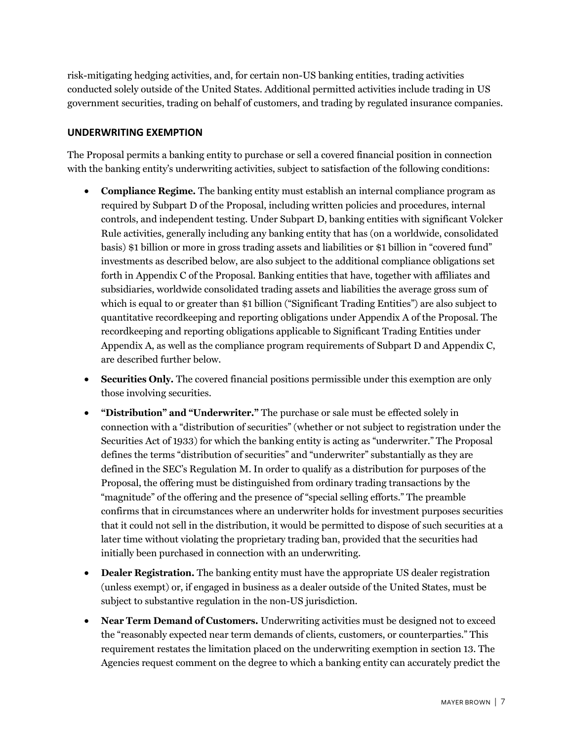risk-mitigating hedging activities, and, for certain non-US banking entities, trading activities conducted solely outside of the United States. Additional permitted activities include trading in US government securities, trading on behalf of customers, and trading by regulated insurance companies.

## UNDERWRITING EXEMPTION

The Proposal permits a banking entity to purchase or sell a covered financial position in connection with the banking entity's underwriting activities, subject to satisfaction of the following conditions:

- **Compliance Regime.** The banking entity must establish an internal compliance program as required by Subpart D of the Proposal, including written policies and procedures, internal controls, and independent testing. Under Subpart D, banking entities with significant Volcker Rule activities, generally including any banking entity that has (on a worldwide, consolidated basis) $1 billion or more in gross trading assets and liabilities or $1 billion in "covered fund" investments as described below, are also subject to the additional compliance obligations set forth in Appendix C of the Proposal. Banking entities that have, together with affiliates and subsidiaries, worldwide consolidated trading assets and liabilities the average gross sum of which is equal to or greater than $1 billion ("Significant Trading Entities") are also subject to quantitative recordkeeping and reporting obligations under Appendix A of the Proposal. The recordkeeping and reporting obligations applicable to Significant Trading Entities under Appendix A, as well as the compliance program requirements of Subpart D and Appendix C, are described further below.
- **Securities Only.** The covered financial positions permissible under this exemption are only those involving securities.
- **"Distribution" and "Underwriter."** The purchase or sale must be effected solely in connection with a "distribution of securities" (whether or not subject to registration under the Securities Act of 1933) for which the banking entity is acting as "underwriter." The Proposal defines the terms "distribution of securities" and "underwriter" substantially as they are defined in the SEC's Regulation M. In order to qualify as a distribution for purposes of the Proposal, the offering must be distinguished from ordinary trading transactions by the "magnitude" of the offering and the presence of "special selling efforts." The preamble confirms that in circumstances where an underwriter holds for investment purposes securities that it could not sell in the distribution, it would be permitted to dispose of such securities at a later time without violating the proprietary trading ban, provided that the securities had initially been purchased in connection with an underwriting.
- **Dealer Registration.** The banking entity must have the appropriate US dealer registration (unless exempt) or, if engaged in business as a dealer outside of the United States, must be subject to substantive regulation in the non-US jurisdiction.
- **Near Term Demand of Customers.** Underwriting activities must be designed not to exceed the "reasonably expected near term demands of clients, customers, or counterparties." This requirement restates the limitation placed on the underwriting exemption in section 13. The Agencies request comment on the degree to which a banking entity can accurately predict the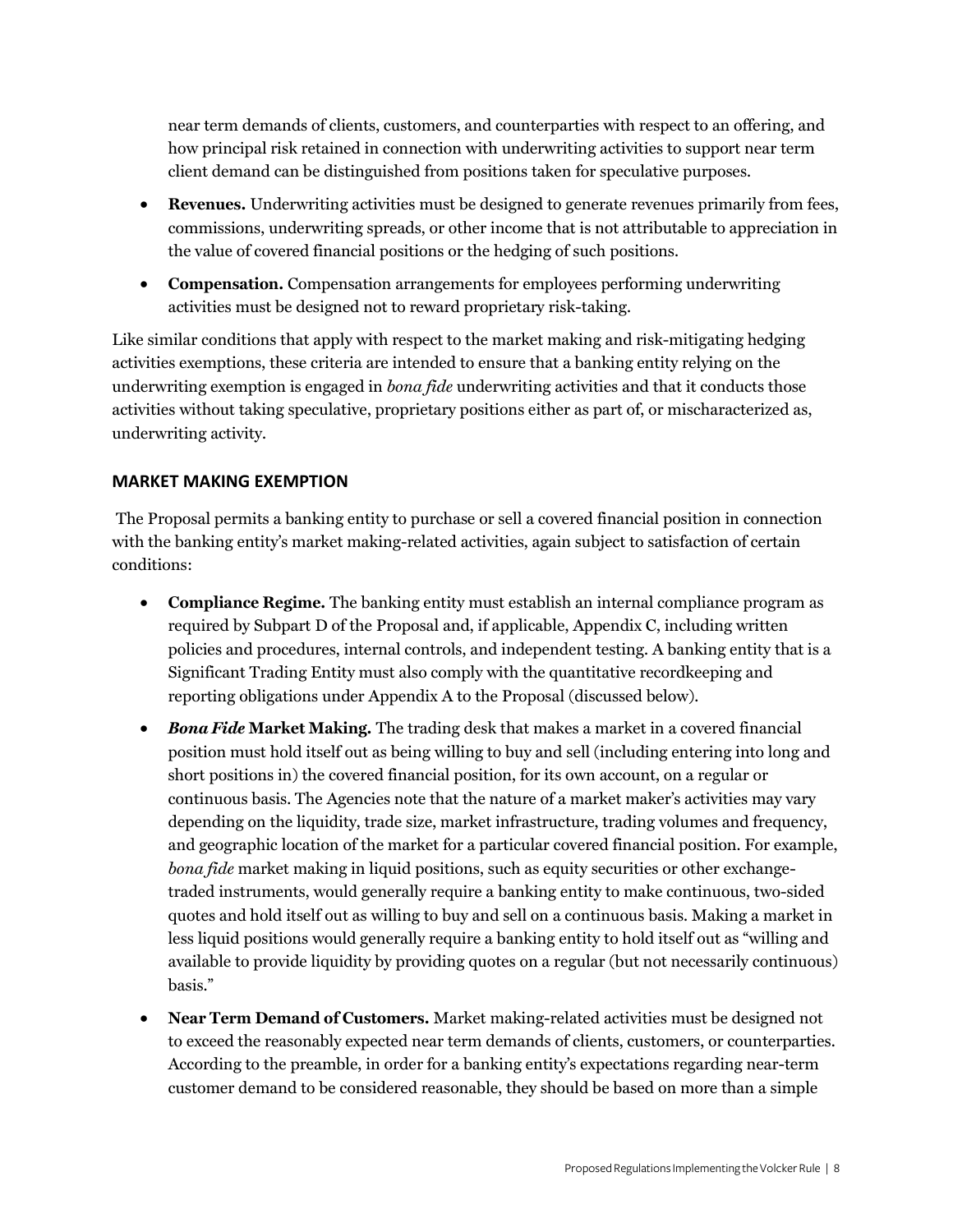near term demands of clients, customers, and counterparties with respect to an offering, and how principal risk retained in connection with underwriting activities to support near term client demand can be distinguished from positions taken for speculative purposes.

- **Revenues.** Underwriting activities must be designed to generate revenues primarily from fees, commissions, underwriting spreads, or other income that is not attributable to appreciation in the value of covered financial positions or the hedging of such positions.
- **Compensation.** Compensation arrangements for employees performing underwriting activities must be designed not to reward proprietary risk-taking.

Like similar conditions that apply with respect to the market making and risk-mitigating hedging activities exemptions, these criteria are intended to ensure that a banking entity relying on the underwriting exemption is engaged in *bona fide* underwriting activities and that it conducts those activities without taking speculative, proprietary positions either as part of, or mischaracterized as, underwriting activity.

### MARKET MAKING EXEMPTION

The Proposal permits a banking entity to purchase or sell a covered financial position in connection with the banking entity's market making-related activities, again subject to satisfaction of certain conditions:

- **Compliance Regime.** The banking entity must establish an internal compliance program as required by Subpart D of the Proposal and, if applicable, Appendix C, including written policies and procedures, internal controls, and independent testing. A banking entity that is a Significant Trading Entity must also comply with the quantitative recordkeeping and reporting obligations under Appendix A to the Proposal (discussed below).
- ***Bona Fide* Market Making.** The trading desk that makes a market in a covered financial position must hold itself out as being willing to buy and sell (including entering into long and short positions in) the covered financial position, for its own account, on a regular or continuous basis. The Agencies note that the nature of a market maker's activities may vary depending on the liquidity, trade size, market infrastructure, trading volumes and frequency, and geographic location of the market for a particular covered financial position. For example, *bona fide* market making in liquid positions, such as equity securities or other exchange-traded instruments, would generally require a banking entity to make continuous, two-sided quotes and hold itself out as willing to buy and sell on a continuous basis. Making a market in less liquid positions would generally require a banking entity to hold itself out as "willing and available to provide liquidity by providing quotes on a regular (but not necessarily continuous) basis."
- **Near Term Demand of Customers.** Market making-related activities must be designed not to exceed the reasonably expected near term demands of clients, customers, or counterparties. According to the preamble, in order for a banking entity's expectations regarding near-term customer demand to be considered reasonable, they should be based on more than a simple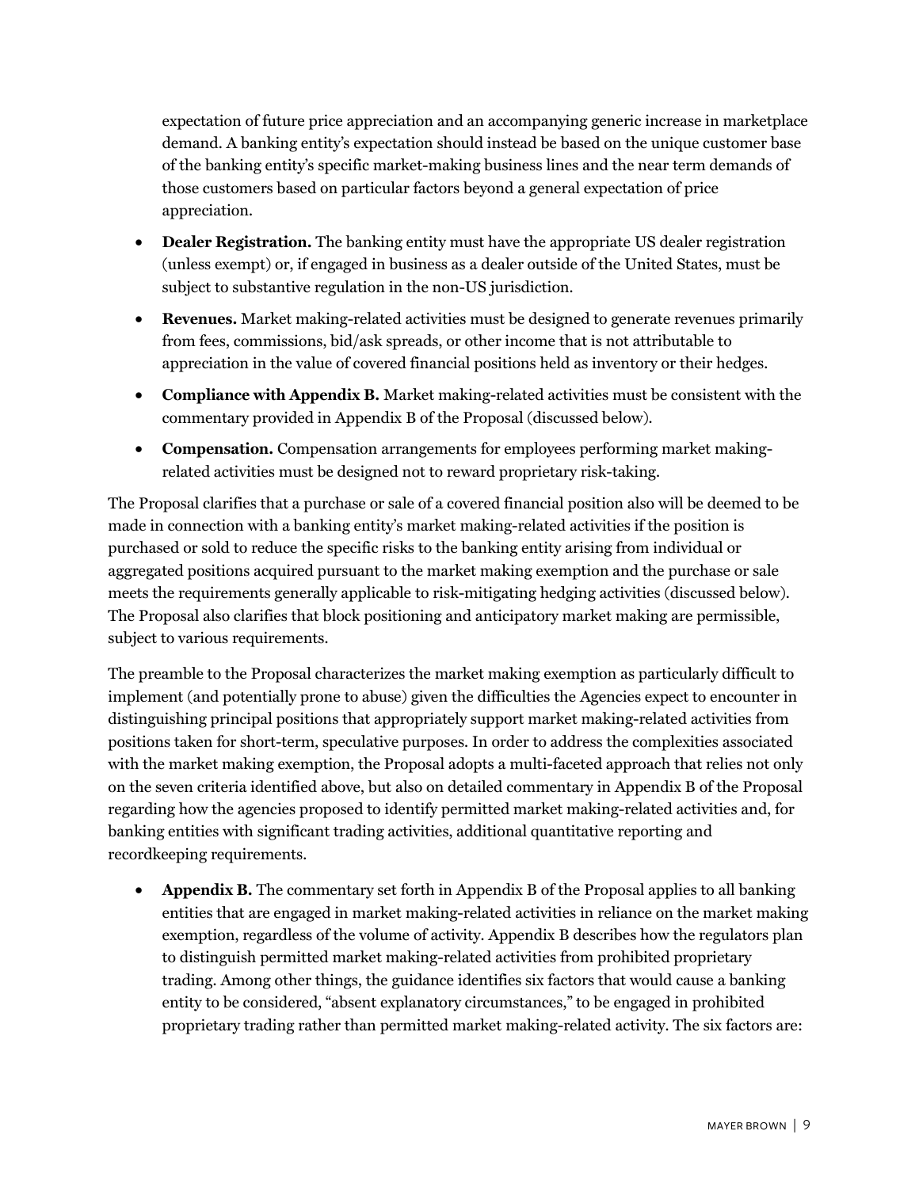expectation of future price appreciation and an accompanying generic increase in marketplace demand. A banking entity's expectation should instead be based on the unique customer base of the banking entity's specific market-making business lines and the near term demands of those customers based on particular factors beyond a general expectation of price appreciation.

- **Dealer Registration.** The banking entity must have the appropriate US dealer registration (unless exempt) or, if engaged in business as a dealer outside of the United States, must be subject to substantive regulation in the non-US jurisdiction.
- **Revenues.** Market making-related activities must be designed to generate revenues primarily from fees, commissions, bid/ask spreads, or other income that is not attributable to appreciation in the value of covered financial positions held as inventory or their hedges.
- **Compliance with Appendix B.** Market making-related activities must be consistent with the commentary provided in Appendix B of the Proposal (discussed below).
- **Compensation.** Compensation arrangements for employees performing market making-related activities must be designed not to reward proprietary risk-taking.

The Proposal clarifies that a purchase or sale of a covered financial position also will be deemed to be made in connection with a banking entity's market making-related activities if the position is purchased or sold to reduce the specific risks to the banking entity arising from individual or aggregated positions acquired pursuant to the market making exemption and the purchase or sale meets the requirements generally applicable to risk-mitigating hedging activities (discussed below). The Proposal also clarifies that block positioning and anticipatory market making are permissible, subject to various requirements.

The preamble to the Proposal characterizes the market making exemption as particularly difficult to implement (and potentially prone to abuse) given the difficulties the Agencies expect to encounter in distinguishing principal positions that appropriately support market making-related activities from positions taken for short-term, speculative purposes. In order to address the complexities associated with the market making exemption, the Proposal adopts a multi-faceted approach that relies not only on the seven criteria identified above, but also on detailed commentary in Appendix B of the Proposal regarding how the agencies proposed to identify permitted market making-related activities and, for banking entities with significant trading activities, additional quantitative reporting and recordkeeping requirements.

- **Appendix B.** The commentary set forth in Appendix B of the Proposal applies to all banking entities that are engaged in market making-related activities in reliance on the market making exemption, regardless of the volume of activity. Appendix B describes how the regulators plan to distinguish permitted market making-related activities from prohibited proprietary trading. Among other things, the guidance identifies six factors that would cause a banking entity to be considered, "absent explanatory circumstances," to be engaged in prohibited proprietary trading rather than permitted market making-related activity. The six factors are: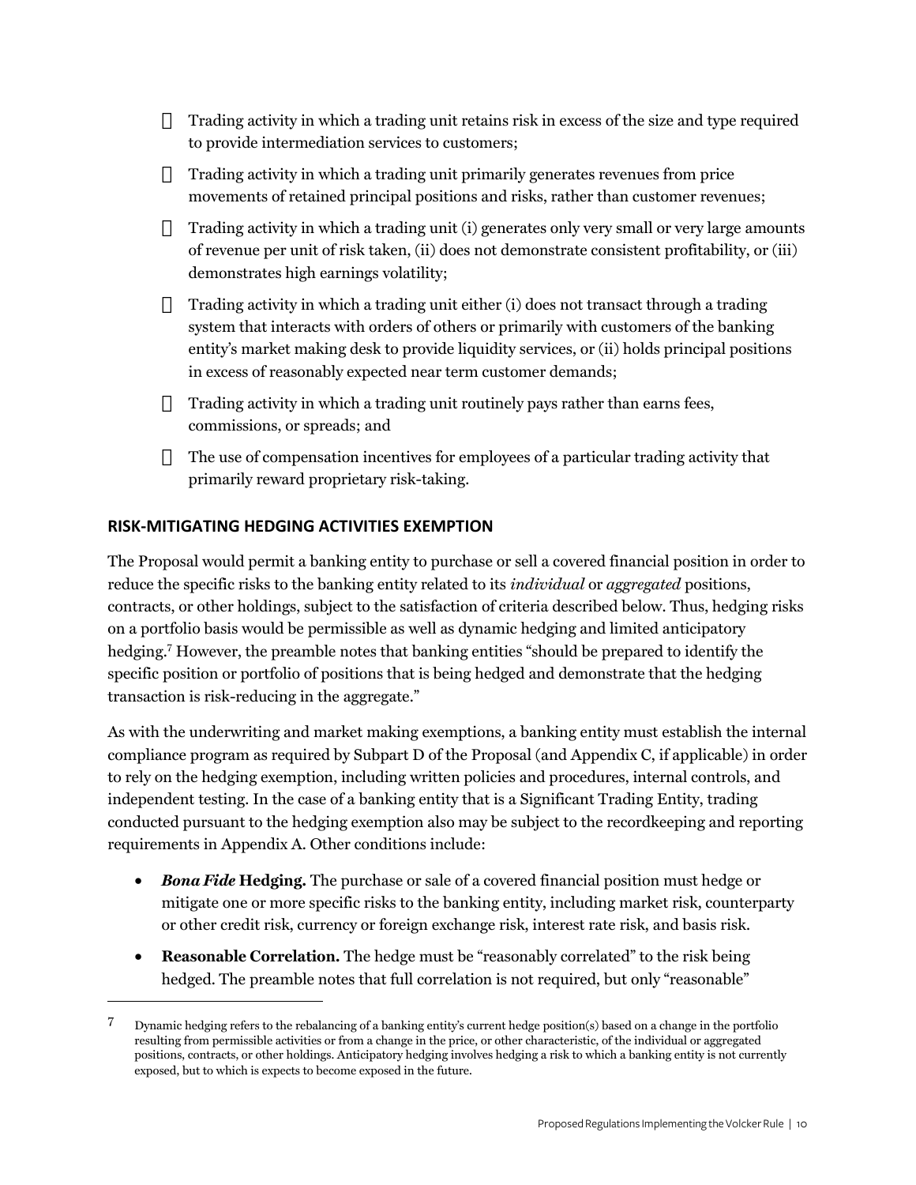- Trading activity in which a trading unit retains risk in excess of the size and type required to provide intermediation services to customers;
- Trading activity in which a trading unit primarily generates revenues from price movements of retained principal positions and risks, rather than customer revenues;
- Trading activity in which a trading unit (i) generates only very small or very large amounts of revenue per unit of risk taken, (ii) does not demonstrate consistent profitability, or (iii) demonstrates high earnings volatility;
- Trading activity in which a trading unit either (i) does not transact through a trading system that interacts with orders of others or primarily with customers of the banking entity's market making desk to provide liquidity services, or (ii) holds principal positions in excess of reasonably expected near term customer demands;
- Trading activity in which a trading unit routinely pays rather than earns fees, commissions, or spreads; and
- The use of compensation incentives for employees of a particular trading activity that primarily reward proprietary risk-taking.

## RISK-MITIGATING HEDGING ACTIVITIES EXEMPTION

The Proposal would permit a banking entity to purchase or sell a covered financial position in order to reduce the specific risks to the banking entity related to its *individual* or *aggregated* positions, contracts, or other holdings, subject to the satisfaction of criteria described below. Thus, hedging risks on a portfolio basis would be permissible as well as dynamic hedging and limited anticipatory hedging.[7] However, the preamble notes that banking entities "should be prepared to identify the specific position or portfolio of positions that is being hedged and demonstrate that the hedging transaction is risk-reducing in the aggregate."

As with the underwriting and market making exemptions, a banking entity must establish the internal compliance program as required by Subpart D of the Proposal (and Appendix C, if applicable) in order to rely on the hedging exemption, including written policies and procedures, internal controls, and independent testing. In the case of a banking entity that is a Significant Trading Entity, trading conducted pursuant to the hedging exemption also may be subject to the recordkeeping and reporting requirements in Appendix A. Other conditions include:

- ***Bona Fide* Hedging.** The purchase or sale of a covered financial position must hedge or mitigate one or more specific risks to the banking entity, including market risk, counterparty or other credit risk, currency or foreign exchange risk, interest rate risk, and basis risk.
- **Reasonable Correlation.** The hedge must be "reasonably correlated" to the risk being hedged. The preamble notes that full correlation is not required, but only "reasonable"

[7] Dynamic hedging refers to the rebalancing of a banking entity's current hedge position(s) based on a change in the portfolio resulting from permissible activities or from a change in the price, or other characteristic, of the individual or aggregated positions, contracts, or other holdings. Anticipatory hedging involves hedging a risk to which a banking entity is not currently exposed, but to which is expects to become exposed in the future.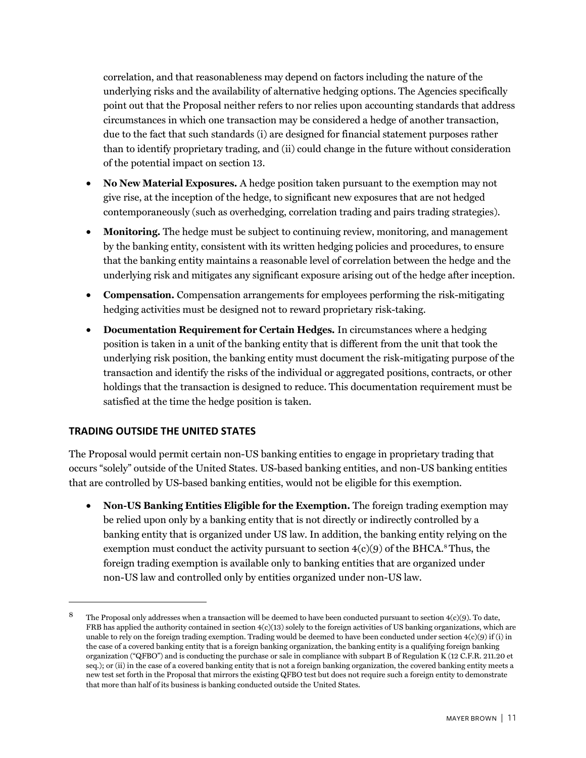correlation, and that reasonableness may depend on factors including the nature of the underlying risks and the availability of alternative hedging options. The Agencies specifically point out that the Proposal neither refers to nor relies upon accounting standards that address circumstances in which one transaction may be considered a hedge of another transaction, due to the fact that such standards (i) are designed for financial statement purposes rather than to identify proprietary trading, and (ii) could change in the future without consideration of the potential impact on section 13.

- **No New Material Exposures.** A hedge position taken pursuant to the exemption may not give rise, at the inception of the hedge, to significant new exposures that are not hedged contemporaneously (such as overhedging, correlation trading and pairs trading strategies).
- **Monitoring.** The hedge must be subject to continuing review, monitoring, and management by the banking entity, consistent with its written hedging policies and procedures, to ensure that the banking entity maintains a reasonable level of correlation between the hedge and the underlying risk and mitigates any significant exposure arising out of the hedge after inception.
- **Compensation.** Compensation arrangements for employees performing the risk-mitigating hedging activities must be designed not to reward proprietary risk-taking.
- **Documentation Requirement for Certain Hedges.** In circumstances where a hedging position is taken in a unit of the banking entity that is different from the unit that took the underlying risk position, the banking entity must document the risk-mitigating purpose of the transaction and identify the risks of the individual or aggregated positions, contracts, or other holdings that the transaction is designed to reduce. This documentation requirement must be satisfied at the time the hedge position is taken.

## TRADING OUTSIDE THE UNITED STATES

The Proposal would permit certain non-US banking entities to engage in proprietary trading that occurs "solely" outside of the United States. US-based banking entities, and non-US banking entities that are controlled by US-based banking entities, would not be eligible for this exemption.

- **Non-US Banking Entities Eligible for the Exemption.** The foreign trading exemption may be relied upon only by a banking entity that is not directly or indirectly controlled by a banking entity that is organized under US law. In addition, the banking entity relying on the exemption must conduct the activity pursuant to section 4(c)(9) of the BHCA.[8] Thus, the foreign trading exemption is available only to banking entities that are organized under non-US law and controlled only by entities organized under non-US law.

---

[8] The Proposal only addresses when a transaction will be deemed to have been conducted pursuant to section 4(c)(9). To date, FRB has applied the authority contained in section 4(c)(13) solely to the foreign activities of US banking organizations, which are unable to rely on the foreign trading exemption. Trading would be deemed to have been conducted under section 4(c)(9) if (i) in the case of a covered banking entity that is a foreign banking organization, the banking entity is a qualifying foreign banking organization ("QFBO") and is conducting the purchase or sale in compliance with subpart B of Regulation K (12 C.F.R. 211.20 et seq.); or (ii) in the case of a covered banking entity that is not a foreign banking organization, the covered banking entity meets a new test set forth in the Proposal that mirrors the existing QFBO test but does not require such a foreign entity to demonstrate that more than half of its business is banking conducted outside the United States.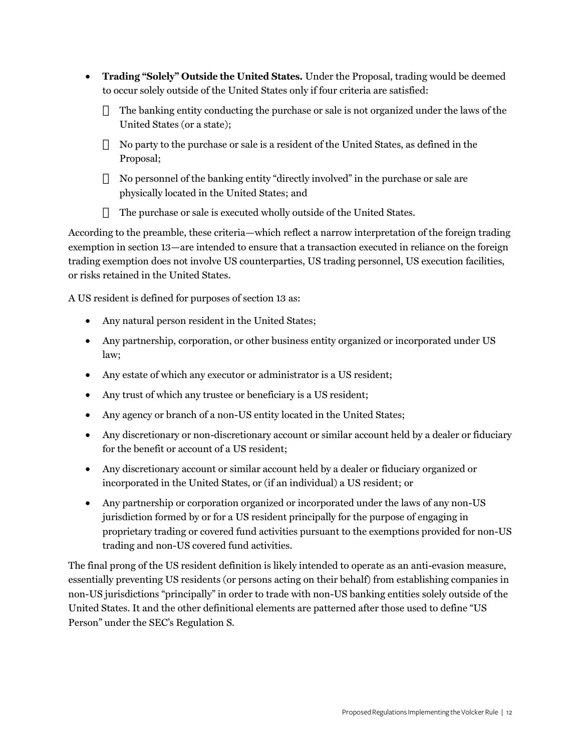- **Trading "Solely" Outside the United States.** Under the Proposal, trading would be deemed to occur solely outside of the United States only if four criteria are satisfied:
  - The banking entity conducting the purchase or sale is not organized under the laws of the United States (or a state);
  - No party to the purchase or sale is a resident of the United States, as defined in the Proposal;
  - No personnel of the banking entity "directly involved" in the purchase or sale are physically located in the United States; and
  - The purchase or sale is executed wholly outside of the United States.

According to the preamble, these criteria—which reflect a narrow interpretation of the foreign trading exemption in section 13—are intended to ensure that a transaction executed in reliance on the foreign trading exemption does not involve US counterparties, US trading personnel, US execution facilities, or risks retained in the United States.

A US resident is defined for purposes of section 13 as:

- Any natural person resident in the United States;
- Any partnership, corporation, or other business entity organized or incorporated under US law;
- Any estate of which any executor or administrator is a US resident;
- Any trust of which any trustee or beneficiary is a US resident;
- Any agency or branch of a non-US entity located in the United States;
- Any discretionary or non-discretionary account or similar account held by a dealer or fiduciary for the benefit or account of a US resident;
- Any discretionary account or similar account held by a dealer or fiduciary organized or incorporated in the United States, or (if an individual) a US resident; or
- Any partnership or corporation organized or incorporated under the laws of any non-US jurisdiction formed by or for a US resident principally for the purpose of engaging in proprietary trading or covered fund activities pursuant to the exemptions provided for non-US trading and non-US covered fund activities.

The final prong of the US resident definition is likely intended to operate as an anti-evasion measure, essentially preventing US residents (or persons acting on their behalf) from establishing companies in non-US jurisdictions "principally" in order to trade with non-US banking entities solely outside of the United States. It and the other definitional elements are patterned after those used to define "US Person" under the SEC's Regulation S.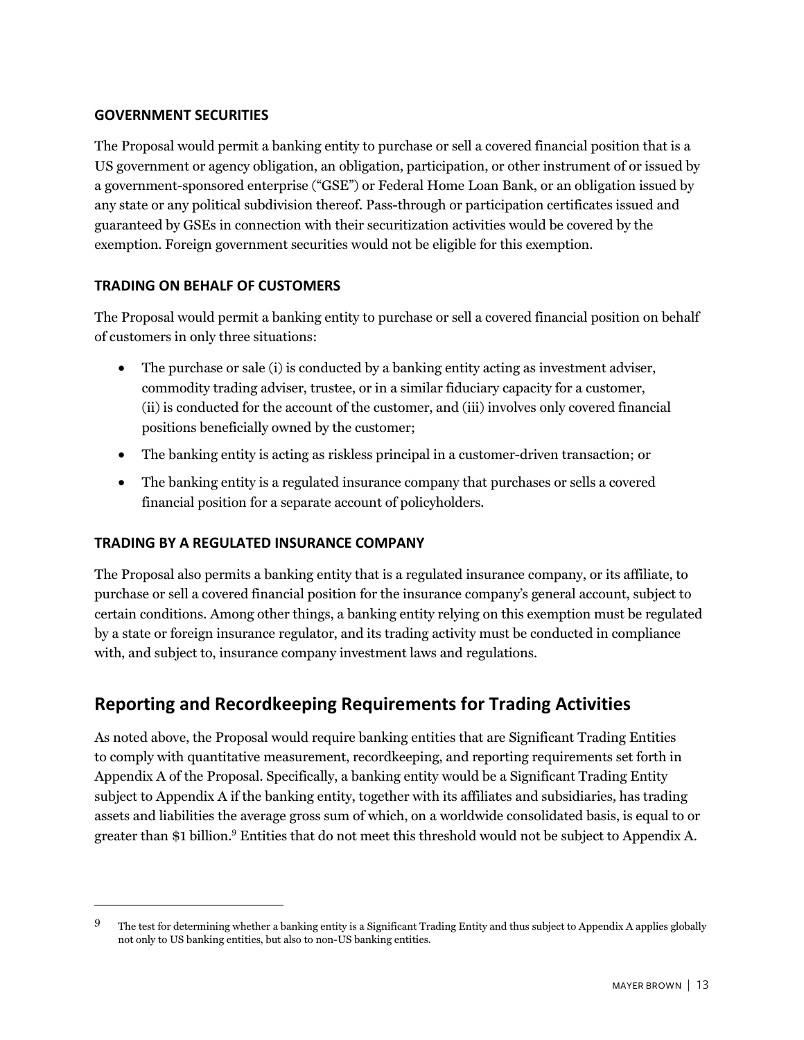### GOVERNMENT SECURITIES

The Proposal would permit a banking entity to purchase or sell a covered financial position that is a US government or agency obligation, an obligation, participation, or other instrument of or issued by a government-sponsored enterprise ("GSE") or Federal Home Loan Bank, or an obligation issued by any state or any political subdivision thereof. Pass-through or participation certificates issued and guaranteed by GSEs in connection with their securitization activities would be covered by the exemption. Foreign government securities would not be eligible for this exemption.

### TRADING ON BEHALF OF CUSTOMERS

The Proposal would permit a banking entity to purchase or sell a covered financial position on behalf of customers in only three situations:

- The purchase or sale (i) is conducted by a banking entity acting as investment adviser, commodity trading adviser, trustee, or in a similar fiduciary capacity for a customer, (ii) is conducted for the account of the customer, and (iii) involves only covered financial positions beneficially owned by the customer;
- The banking entity is acting as riskless principal in a customer-driven transaction; or
- The banking entity is a regulated insurance company that purchases or sells a covered financial position for a separate account of policyholders.

### TRADING BY A REGULATED INSURANCE COMPANY

The Proposal also permits a banking entity that is a regulated insurance company, or its affiliate, to purchase or sell a covered financial position for the insurance company's general account, subject to certain conditions. Among other things, a banking entity relying on this exemption must be regulated by a state or foreign insurance regulator, and its trading activity must be conducted in compliance with, and subject to, insurance company investment laws and regulations.

## Reporting and Recordkeeping Requirements for Trading Activities

As noted above, the Proposal would require banking entities that are Significant Trading Entities to comply with quantitative measurement, recordkeeping, and reporting requirements set forth in Appendix A of the Proposal. Specifically, a banking entity would be a Significant Trading Entity subject to Appendix A if the banking entity, together with its affiliates and subsidiaries, has trading assets and liabilities the average gross sum of which, on a worldwide consolidated basis, is equal to or greater than $1 billion.[9] Entities that do not meet this threshold would not be subject to Appendix A.

---

[9] The test for determining whether a banking entity is a Significant Trading Entity and thus subject to Appendix A applies globally not only to US banking entities, but also to non-US banking entities.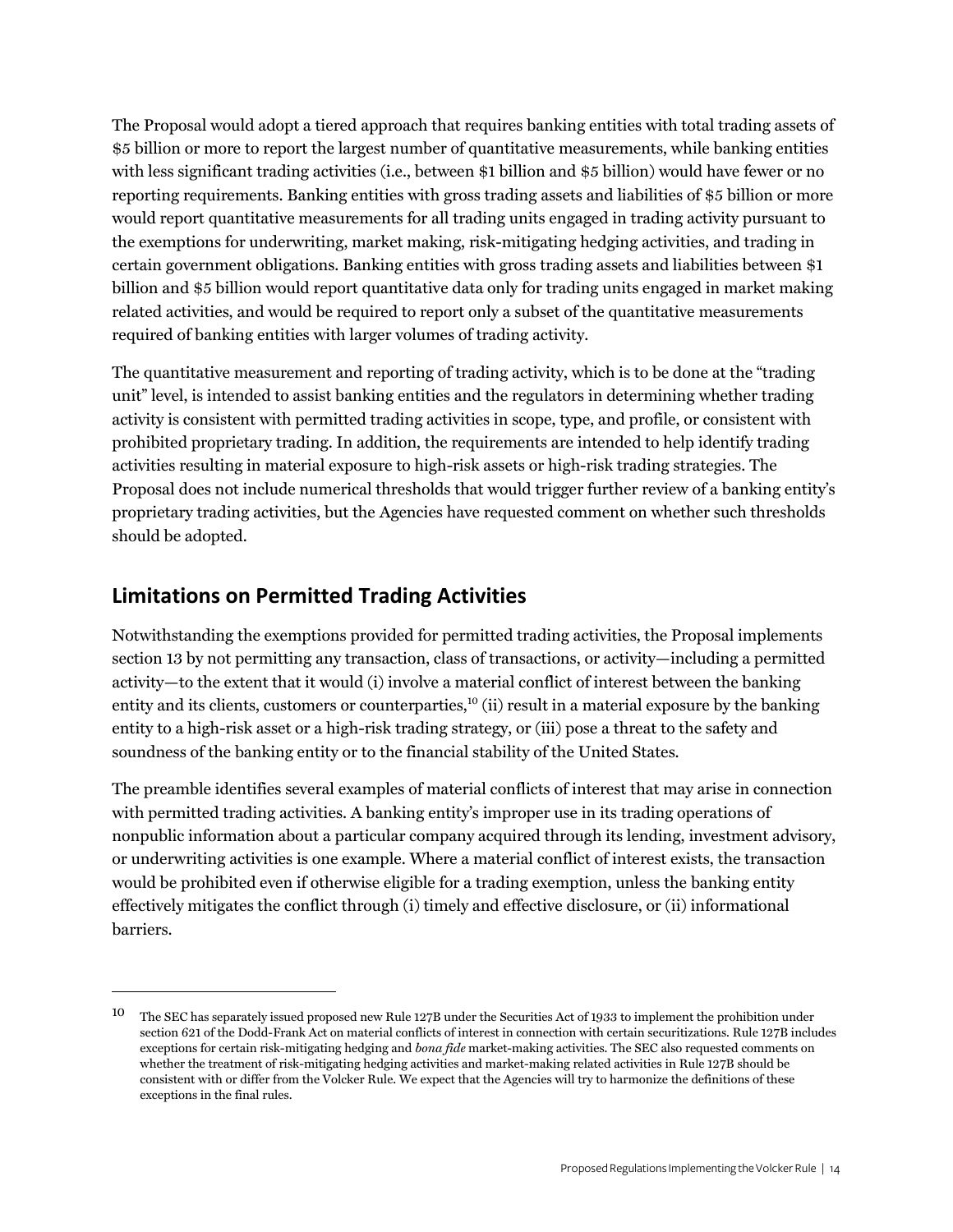The Proposal would adopt a tiered approach that requires banking entities with total trading assets of $5 billion or more to report the largest number of quantitative measurements, while banking entities with less significant trading activities (i.e., between $1 billion and $5 billion) would have fewer or no reporting requirements. Banking entities with gross trading assets and liabilities of $5 billion or more would report quantitative measurements for all trading units engaged in trading activity pursuant to the exemptions for underwriting, market making, risk-mitigating hedging activities, and trading in certain government obligations. Banking entities with gross trading assets and liabilities between $1 billion and $5 billion would report quantitative data only for trading units engaged in market making related activities, and would be required to report only a subset of the quantitative measurements required of banking entities with larger volumes of trading activity.

The quantitative measurement and reporting of trading activity, which is to be done at the "trading unit" level, is intended to assist banking entities and the regulators in determining whether trading activity is consistent with permitted trading activities in scope, type, and profile, or consistent with prohibited proprietary trading. In addition, the requirements are intended to help identify trading activities resulting in material exposure to high-risk assets or high-risk trading strategies. The Proposal does not include numerical thresholds that would trigger further review of a banking entity's proprietary trading activities, but the Agencies have requested comment on whether such thresholds should be adopted.

## Limitations on Permitted Trading Activities

Notwithstanding the exemptions provided for permitted trading activities, the Proposal implements section 13 by not permitting any transaction, class of transactions, or activity—including a permitted activity—to the extent that it would (i) involve a material conflict of interest between the banking entity and its clients, customers or counterparties,[10] (ii) result in a material exposure by the banking entity to a high-risk asset or a high-risk trading strategy, or (iii) pose a threat to the safety and soundness of the banking entity or to the financial stability of the United States.

The preamble identifies several examples of material conflicts of interest that may arise in connection with permitted trading activities. A banking entity's improper use in its trading operations of nonpublic information about a particular company acquired through its lending, investment advisory, or underwriting activities is one example. Where a material conflict of interest exists, the transaction would be prohibited even if otherwise eligible for a trading exemption, unless the banking entity effectively mitigates the conflict through (i) timely and effective disclosure, or (ii) informational barriers.

---

[10] The SEC has separately issued proposed new Rule 127B under the Securities Act of 1933 to implement the prohibition under section 621 of the Dodd-Frank Act on material conflicts of interest in connection with certain securitizations. Rule 127B includes exceptions for certain risk-mitigating hedging and *bona fide* market-making activities. The SEC also requested comments on whether the treatment of risk-mitigating hedging activities and market-making related activities in Rule 127B should be consistent with or differ from the Volcker Rule. We expect that the Agencies will try to harmonize the definitions of these exceptions in the final rules.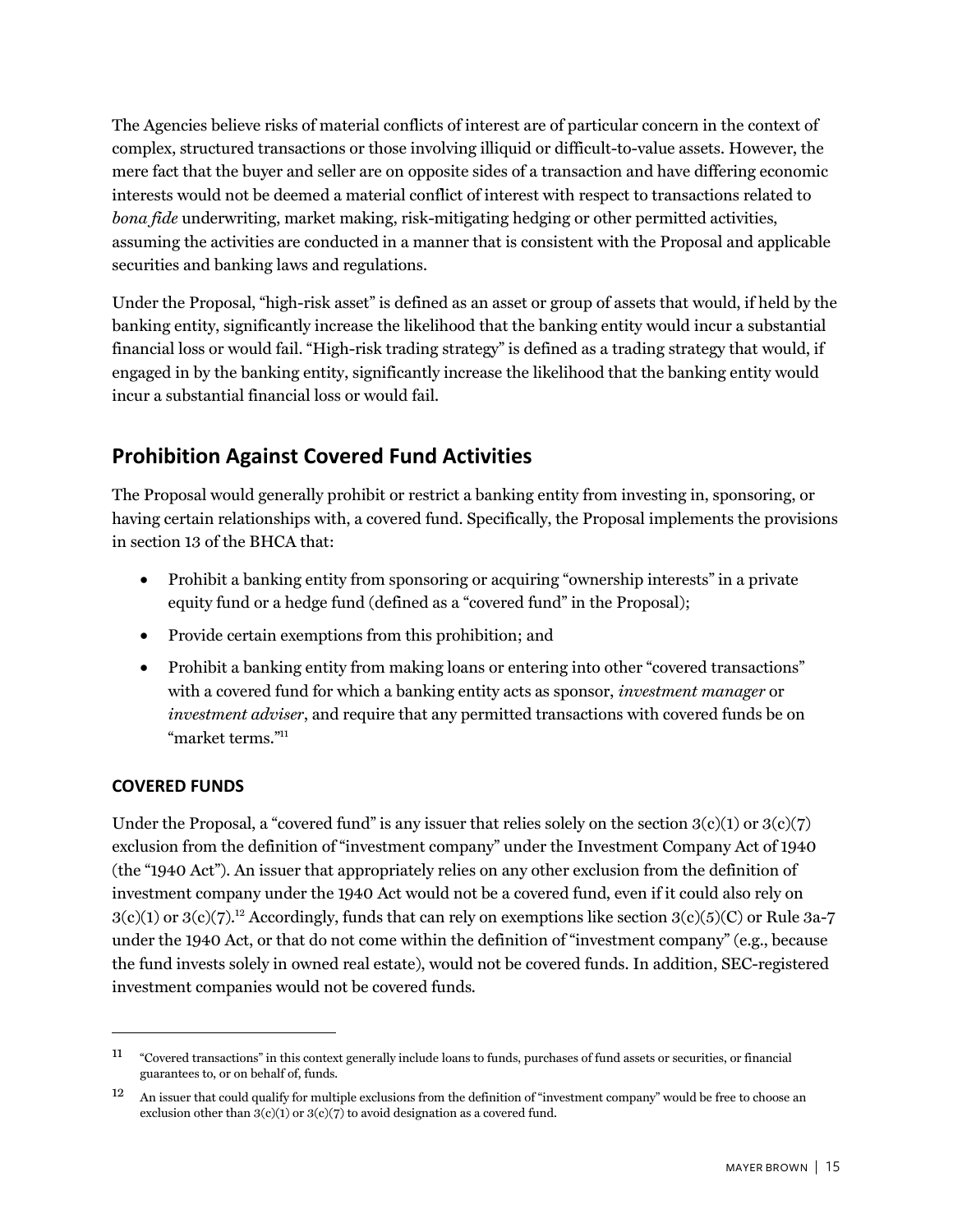The Agencies believe risks of material conflicts of interest are of particular concern in the context of complex, structured transactions or those involving illiquid or difficult-to-value assets. However, the mere fact that the buyer and seller are on opposite sides of a transaction and have differing economic interests would not be deemed a material conflict of interest with respect to transactions related to *bona fide* underwriting, market making, risk-mitigating hedging or other permitted activities, assuming the activities are conducted in a manner that is consistent with the Proposal and applicable securities and banking laws and regulations.

Under the Proposal, "high-risk asset" is defined as an asset or group of assets that would, if held by the banking entity, significantly increase the likelihood that the banking entity would incur a substantial financial loss or would fail. "High-risk trading strategy" is defined as a trading strategy that would, if engaged in by the banking entity, significantly increase the likelihood that the banking entity would incur a substantial financial loss or would fail.

## Prohibition Against Covered Fund Activities

The Proposal would generally prohibit or restrict a banking entity from investing in, sponsoring, or having certain relationships with, a covered fund. Specifically, the Proposal implements the provisions in section 13 of the BHCA that:

- Prohibit a banking entity from sponsoring or acquiring "ownership interests" in a private equity fund or a hedge fund (defined as a "covered fund" in the Proposal);
- Provide certain exemptions from this prohibition; and
- Prohibit a banking entity from making loans or entering into other "covered transactions" with a covered fund for which a banking entity acts as sponsor, *investment manager* or *investment adviser*, and require that any permitted transactions with covered funds be on "market terms."[11]

### COVERED FUNDS

Under the Proposal, a "covered fund" is any issuer that relies solely on the section 3(c)(1) or 3(c)(7) exclusion from the definition of "investment company" under the Investment Company Act of 1940 (the "1940 Act"). An issuer that appropriately relies on any other exclusion from the definition of investment company under the 1940 Act would not be a covered fund, even if it could also rely on 3(c)(1) or 3(c)(7).[12] Accordingly, funds that can rely on exemptions like section 3(c)(5)(C) or Rule 3a-7 under the 1940 Act, or that do not come within the definition of "investment company" (e.g., because the fund invests solely in owned real estate), would not be covered funds. In addition, SEC-registered investment companies would not be covered funds.

---

[11] "Covered transactions" in this context generally include loans to funds, purchases of fund assets or securities, or financial guarantees to, or on behalf of, funds.

[12] An issuer that could qualify for multiple exclusions from the definition of "investment company" would be free to choose an exclusion other than 3(c)(1) or 3(c)(7) to avoid designation as a covered fund.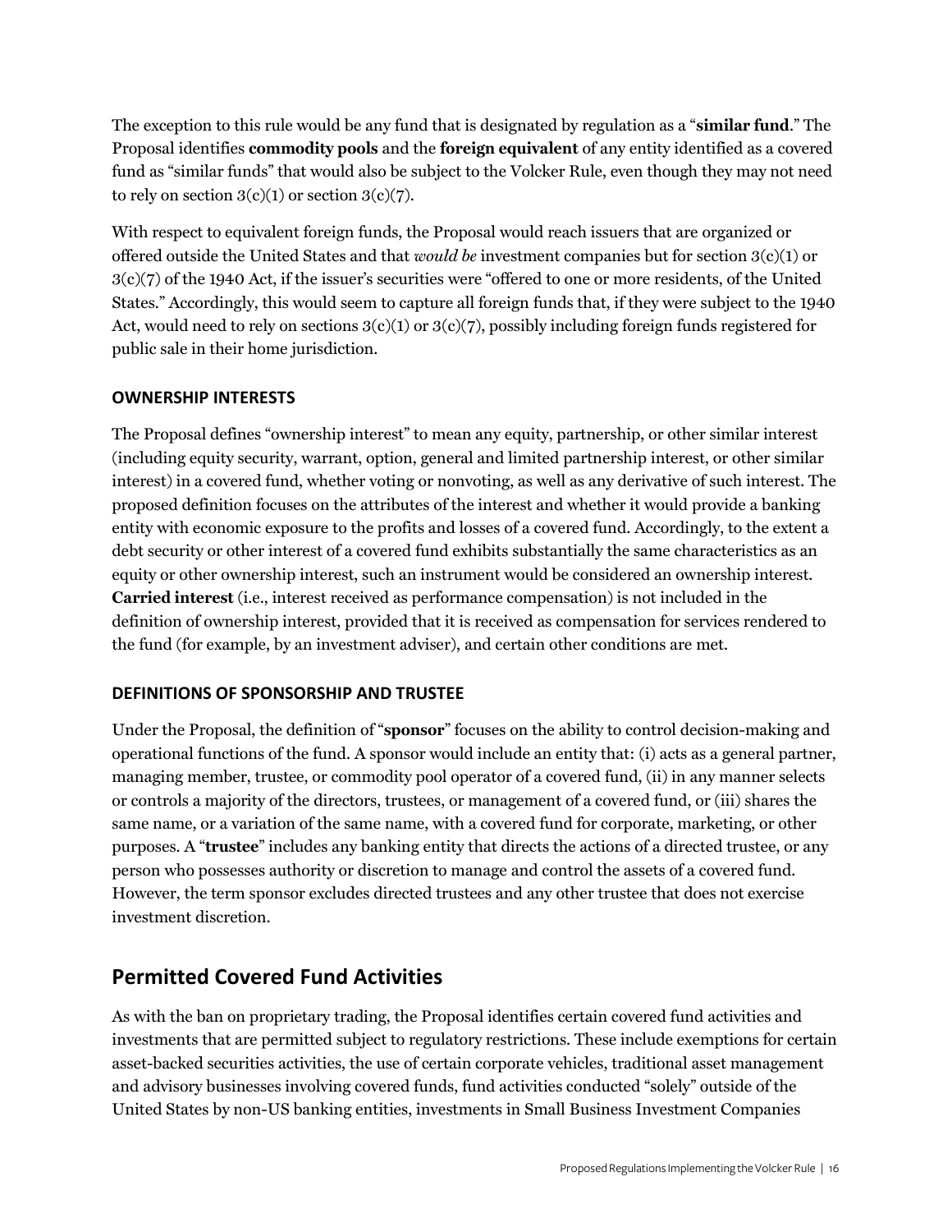The exception to this rule would be any fund that is designated by regulation as a "**similar fund**." The Proposal identifies **commodity pools** and the **foreign equivalent** of any entity identified as a covered fund as "similar funds" that would also be subject to the Volcker Rule, even though they may not need to rely on section 3(c)(1) or section 3(c)(7).

With respect to equivalent foreign funds, the Proposal would reach issuers that are organized or offered outside the United States and that *would be* investment companies but for section 3(c)(1) or 3(c)(7) of the 1940 Act, if the issuer's securities were "offered to one or more residents, of the United States." Accordingly, this would seem to capture all foreign funds that, if they were subject to the 1940 Act, would need to rely on sections 3(c)(1) or 3(c)(7), possibly including foreign funds registered for public sale in their home jurisdiction.

### OWNERSHIP INTERESTS

The Proposal defines "ownership interest" to mean any equity, partnership, or other similar interest (including equity security, warrant, option, general and limited partnership interest, or other similar interest) in a covered fund, whether voting or nonvoting, as well as any derivative of such interest. The proposed definition focuses on the attributes of the interest and whether it would provide a banking entity with economic exposure to the profits and losses of a covered fund. Accordingly, to the extent a debt security or other interest of a covered fund exhibits substantially the same characteristics as an equity or other ownership interest, such an instrument would be considered an ownership interest. **Carried interest** (i.e., interest received as performance compensation) is not included in the definition of ownership interest, provided that it is received as compensation for services rendered to the fund (for example, by an investment adviser), and certain other conditions are met.

### DEFINITIONS OF SPONSORSHIP AND TRUSTEE

Under the Proposal, the definition of "**sponsor**" focuses on the ability to control decision-making and operational functions of the fund. A sponsor would include an entity that: (i) acts as a general partner, managing member, trustee, or commodity pool operator of a covered fund, (ii) in any manner selects or controls a majority of the directors, trustees, or management of a covered fund, or (iii) shares the same name, or a variation of the same name, with a covered fund for corporate, marketing, or other purposes. A "**trustee**" includes any banking entity that directs the actions of a directed trustee, or any person who possesses authority or discretion to manage and control the assets of a covered fund. However, the term sponsor excludes directed trustees and any other trustee that does not exercise investment discretion.

## Permitted Covered Fund Activities

As with the ban on proprietary trading, the Proposal identifies certain covered fund activities and investments that are permitted subject to regulatory restrictions. These include exemptions for certain asset-backed securities activities, the use of certain corporate vehicles, traditional asset management and advisory businesses involving covered funds, fund activities conducted "solely" outside of the United States by non-US banking entities, investments in Small Business Investment Companies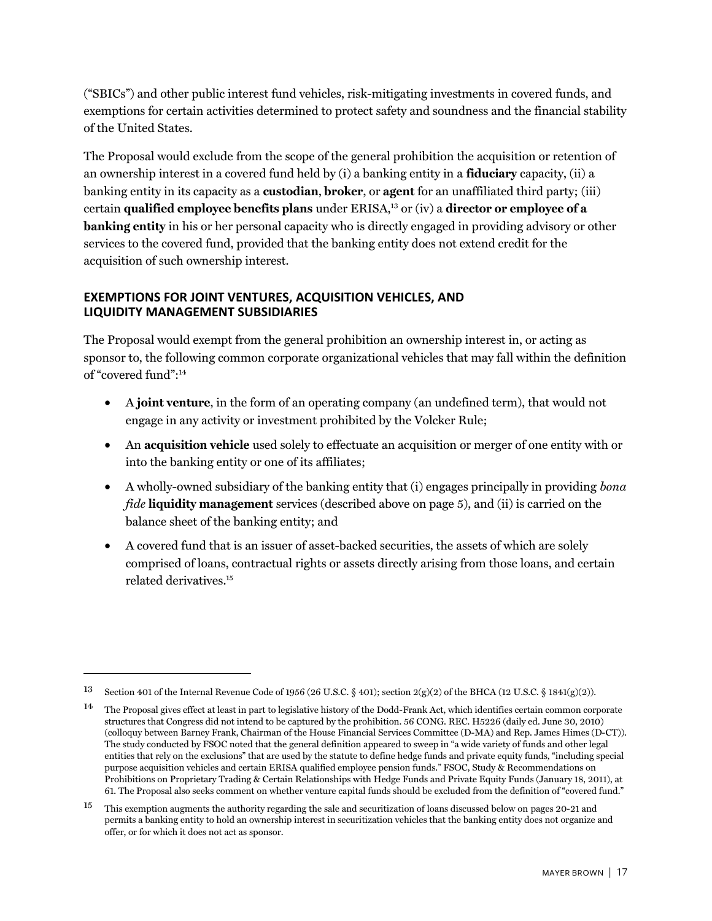("SBICs") and other public interest fund vehicles, risk-mitigating investments in covered funds, and exemptions for certain activities determined to protect safety and soundness and the financial stability of the United States.

The Proposal would exclude from the scope of the general prohibition the acquisition or retention of an ownership interest in a covered fund held by (i) a banking entity in a **fiduciary** capacity, (ii) a banking entity in its capacity as a **custodian**, **broker**, or **agent** for an unaffiliated third party; (iii) certain **qualified employee benefits plans** under ERISA,[13] or (iv) a **director or employee of a banking entity** in his or her personal capacity who is directly engaged in providing advisory or other services to the covered fund, provided that the banking entity does not extend credit for the acquisition of such ownership interest.

### EXEMPTIONS FOR JOINT VENTURES, ACQUISITION VEHICLES, AND LIQUIDITY MANAGEMENT SUBSIDIARIES

The Proposal would exempt from the general prohibition an ownership interest in, or acting as sponsor to, the following common corporate organizational vehicles that may fall within the definition of "covered fund":[14]

- A **joint venture**, in the form of an operating company (an undefined term), that would not engage in any activity or investment prohibited by the Volcker Rule;
- An **acquisition vehicle** used solely to effectuate an acquisition or merger of one entity with or into the banking entity or one of its affiliates;
- A wholly-owned subsidiary of the banking entity that (i) engages principally in providing *bona fide* **liquidity management** services (described above on page 5), and (ii) is carried on the balance sheet of the banking entity; and
- A covered fund that is an issuer of asset-backed securities, the assets of which are solely comprised of loans, contractual rights or assets directly arising from those loans, and certain related derivatives.[15]

---

[13] Section 401 of the Internal Revenue Code of 1956 (26 U.S.C. § 401); section 2(g)(2) of the BHCA (12 U.S.C. § 1841(g)(2)).

[14] The Proposal gives effect at least in part to legislative history of the Dodd-Frank Act, which identifies certain common corporate structures that Congress did not intend to be captured by the prohibition. 56 CONG. REC. H5226 (daily ed. June 30, 2010) (colloquy between Barney Frank, Chairman of the House Financial Services Committee (D-MA) and Rep. James Himes (D-CT)). The study conducted by FSOC noted that the general definition appeared to sweep in "a wide variety of funds and other legal entities that rely on the exclusions" that are used by the statute to define hedge funds and private equity funds, "including special purpose acquisition vehicles and certain ERISA qualified employee pension funds." FSOC, Study & Recommendations on Prohibitions on Proprietary Trading & Certain Relationships with Hedge Funds and Private Equity Funds (January 18, 2011), at 61. The Proposal also seeks comment on whether venture capital funds should be excluded from the definition of "covered fund."

[15] This exemption augments the authority regarding the sale and securitization of loans discussed below on pages 20-21 and permits a banking entity to hold an ownership interest in securitization vehicles that the banking entity does not organize and offer, or for which it does not act as sponsor.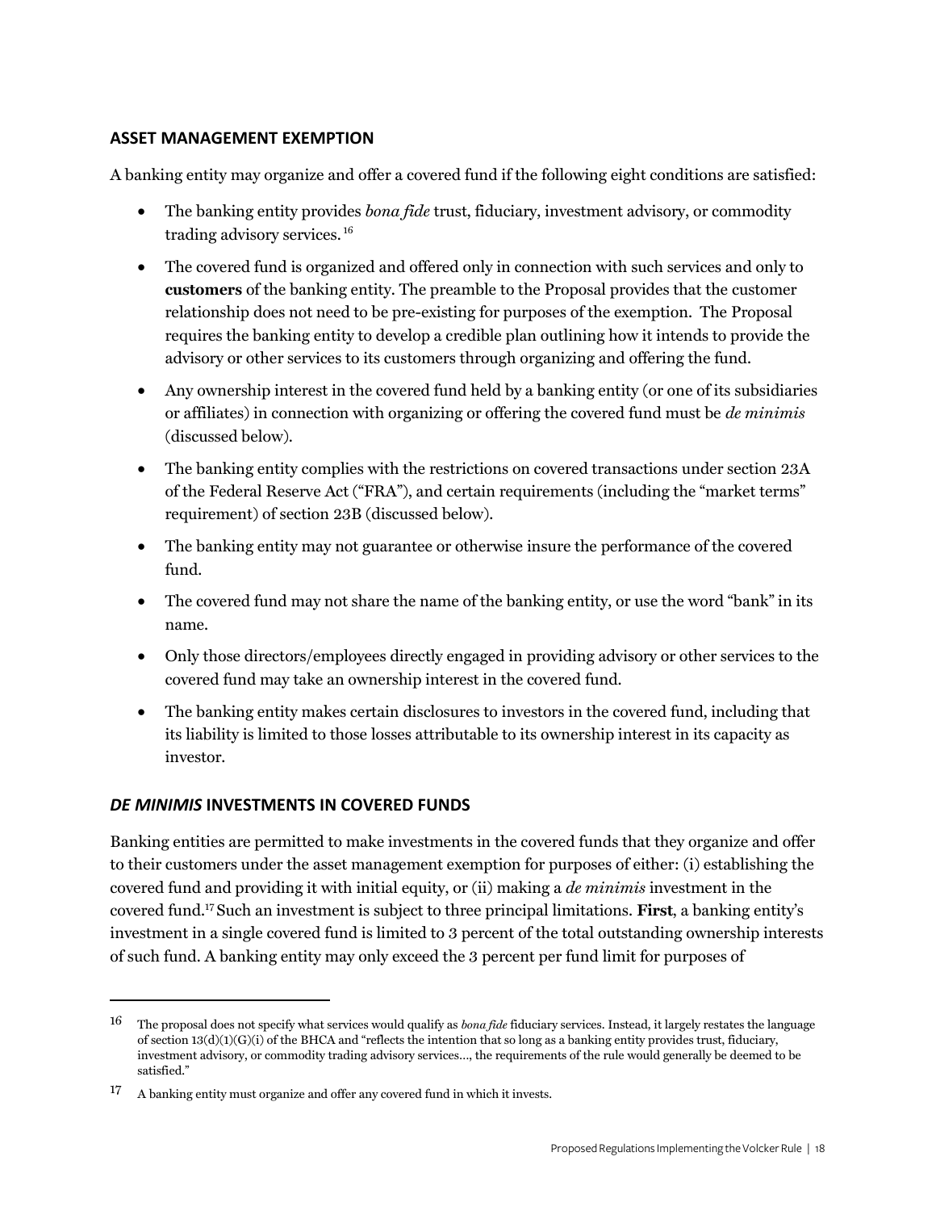## ASSET MANAGEMENT EXEMPTION

A banking entity may organize and offer a covered fund if the following eight conditions are satisfied:

- The banking entity provides *bona fide* trust, fiduciary, investment advisory, or commodity trading advisory services.[16]
- The covered fund is organized and offered only in connection with such services and only to **customers** of the banking entity. The preamble to the Proposal provides that the customer relationship does not need to be pre-existing for purposes of the exemption. The Proposal requires the banking entity to develop a credible plan outlining how it intends to provide the advisory or other services to its customers through organizing and offering the fund.
- Any ownership interest in the covered fund held by a banking entity (or one of its subsidiaries or affiliates) in connection with organizing or offering the covered fund must be *de minimis* (discussed below).
- The banking entity complies with the restrictions on covered transactions under section 23A of the Federal Reserve Act ("FRA"), and certain requirements (including the "market terms" requirement) of section 23B (discussed below).
- The banking entity may not guarantee or otherwise insure the performance of the covered fund.
- The covered fund may not share the name of the banking entity, or use the word "bank" in its name.
- Only those directors/employees directly engaged in providing advisory or other services to the covered fund may take an ownership interest in the covered fund.
- The banking entity makes certain disclosures to investors in the covered fund, including that its liability is limited to those losses attributable to its ownership interest in its capacity as investor.

## *DE MINIMIS* INVESTMENTS IN COVERED FUNDS

Banking entities are permitted to make investments in the covered funds that they organize and offer to their customers under the asset management exemption for purposes of either: (i) establishing the covered fund and providing it with initial equity, or (ii) making a *de minimis* investment in the covered fund.[17] Such an investment is subject to three principal limitations. **First**, a banking entity's investment in a single covered fund is limited to 3 percent of the total outstanding ownership interests of such fund. A banking entity may only exceed the 3 percent per fund limit for purposes of

---

16 The proposal does not specify what services would qualify as *bona fide* fiduciary services. Instead, it largely restates the language of section 13(d)(1)(G)(i) of the BHCA and "reflects the intention that so long as a banking entity provides trust, fiduciary, investment advisory, or commodity trading advisory services…, the requirements of the rule would generally be deemed to be satisfied."

17 A banking entity must organize and offer any covered fund in which it invests.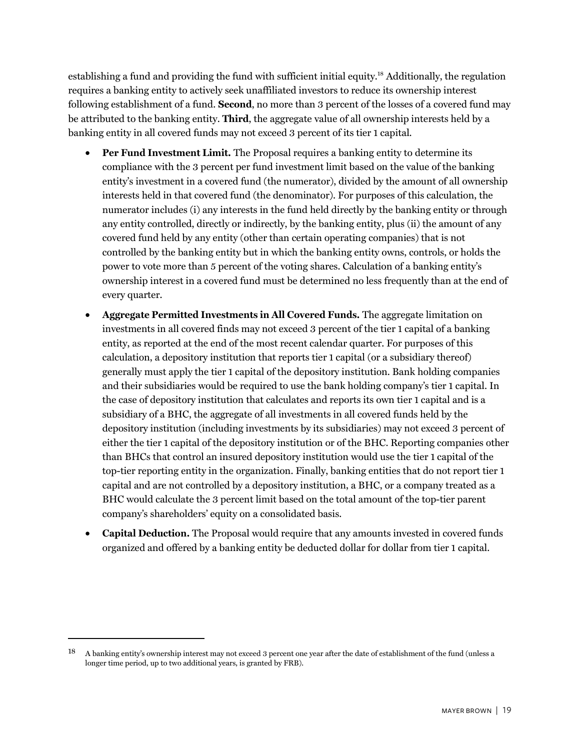establishing a fund and providing the fund with sufficient initial equity.[18] Additionally, the regulation requires a banking entity to actively seek unaffiliated investors to reduce its ownership interest following establishment of a fund. **Second**, no more than 3 percent of the losses of a covered fund may be attributed to the banking entity. **Third**, the aggregate value of all ownership interests held by a banking entity in all covered funds may not exceed 3 percent of its tier 1 capital.

- **Per Fund Investment Limit.** The Proposal requires a banking entity to determine its compliance with the 3 percent per fund investment limit based on the value of the banking entity's investment in a covered fund (the numerator), divided by the amount of all ownership interests held in that covered fund (the denominator). For purposes of this calculation, the numerator includes (i) any interests in the fund held directly by the banking entity or through any entity controlled, directly or indirectly, by the banking entity, plus (ii) the amount of any covered fund held by any entity (other than certain operating companies) that is not controlled by the banking entity but in which the banking entity owns, controls, or holds the power to vote more than 5 percent of the voting shares. Calculation of a banking entity's ownership interest in a covered fund must be determined no less frequently than at the end of every quarter.
- **Aggregate Permitted Investments in All Covered Funds.** The aggregate limitation on investments in all covered finds may not exceed 3 percent of the tier 1 capital of a banking entity, as reported at the end of the most recent calendar quarter. For purposes of this calculation, a depository institution that reports tier 1 capital (or a subsidiary thereof) generally must apply the tier 1 capital of the depository institution. Bank holding companies and their subsidiaries would be required to use the bank holding company's tier 1 capital. In the case of depository institution that calculates and reports its own tier 1 capital and is a subsidiary of a BHC, the aggregate of all investments in all covered funds held by the depository institution (including investments by its subsidiaries) may not exceed 3 percent of either the tier 1 capital of the depository institution or of the BHC. Reporting companies other than BHCs that control an insured depository institution would use the tier 1 capital of the top-tier reporting entity in the organization. Finally, banking entities that do not report tier 1 capital and are not controlled by a depository institution, a BHC, or a company treated as a BHC would calculate the 3 percent limit based on the total amount of the top-tier parent company's shareholders' equity on a consolidated basis.
- **Capital Deduction.** The Proposal would require that any amounts invested in covered funds organized and offered by a banking entity be deducted dollar for dollar from tier 1 capital.

---

[18] A banking entity's ownership interest may not exceed 3 percent one year after the date of establishment of the fund (unless a longer time period, up to two additional years, is granted by FRB).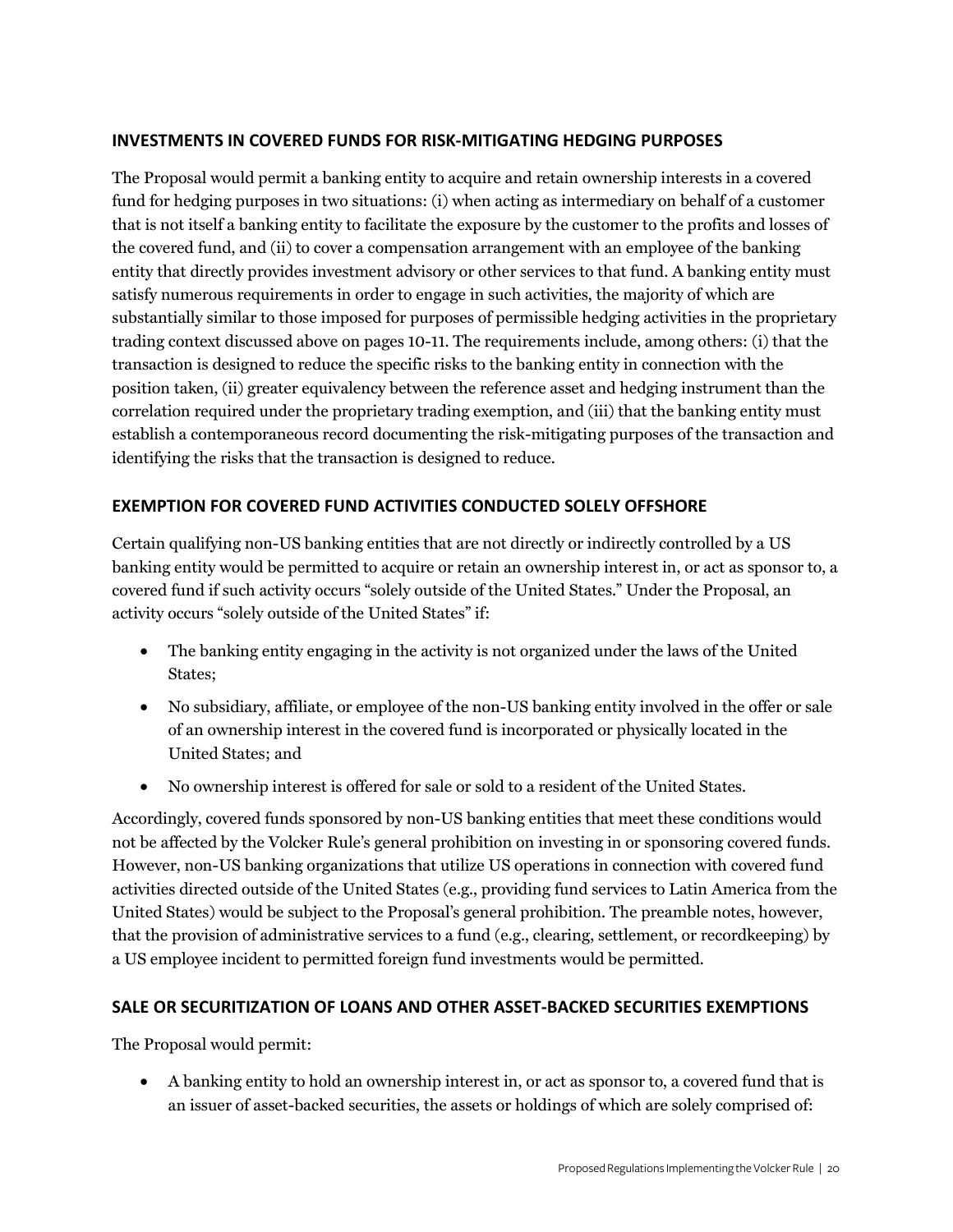## INVESTMENTS IN COVERED FUNDS FOR RISK-MITIGATING HEDGING PURPOSES

The Proposal would permit a banking entity to acquire and retain ownership interests in a covered fund for hedging purposes in two situations: (i) when acting as intermediary on behalf of a customer that is not itself a banking entity to facilitate the exposure by the customer to the profits and losses of the covered fund, and (ii) to cover a compensation arrangement with an employee of the banking entity that directly provides investment advisory or other services to that fund. A banking entity must satisfy numerous requirements in order to engage in such activities, the majority of which are substantially similar to those imposed for purposes of permissible hedging activities in the proprietary trading context discussed above on pages 10-11. The requirements include, among others: (i) that the transaction is designed to reduce the specific risks to the banking entity in connection with the position taken, (ii) greater equivalency between the reference asset and hedging instrument than the correlation required under the proprietary trading exemption, and (iii) that the banking entity must establish a contemporaneous record documenting the risk-mitigating purposes of the transaction and identifying the risks that the transaction is designed to reduce.

## EXEMPTION FOR COVERED FUND ACTIVITIES CONDUCTED SOLELY OFFSHORE

Certain qualifying non-US banking entities that are not directly or indirectly controlled by a US banking entity would be permitted to acquire or retain an ownership interest in, or act as sponsor to, a covered fund if such activity occurs "solely outside of the United States." Under the Proposal, an activity occurs "solely outside of the United States" if:

- The banking entity engaging in the activity is not organized under the laws of the United States;
- No subsidiary, affiliate, or employee of the non-US banking entity involved in the offer or sale of an ownership interest in the covered fund is incorporated or physically located in the United States; and
- No ownership interest is offered for sale or sold to a resident of the United States.

Accordingly, covered funds sponsored by non-US banking entities that meet these conditions would not be affected by the Volcker Rule's general prohibition on investing in or sponsoring covered funds. However, non-US banking organizations that utilize US operations in connection with covered fund activities directed outside of the United States (e.g., providing fund services to Latin America from the United States) would be subject to the Proposal's general prohibition. The preamble notes, however, that the provision of administrative services to a fund (e.g., clearing, settlement, or recordkeeping) by a US employee incident to permitted foreign fund investments would be permitted.

## SALE OR SECURITIZATION OF LOANS AND OTHER ASSET-BACKED SECURITIES EXEMPTIONS

The Proposal would permit:

- A banking entity to hold an ownership interest in, or act as sponsor to, a covered fund that is an issuer of asset-backed securities, the assets or holdings of which are solely comprised of: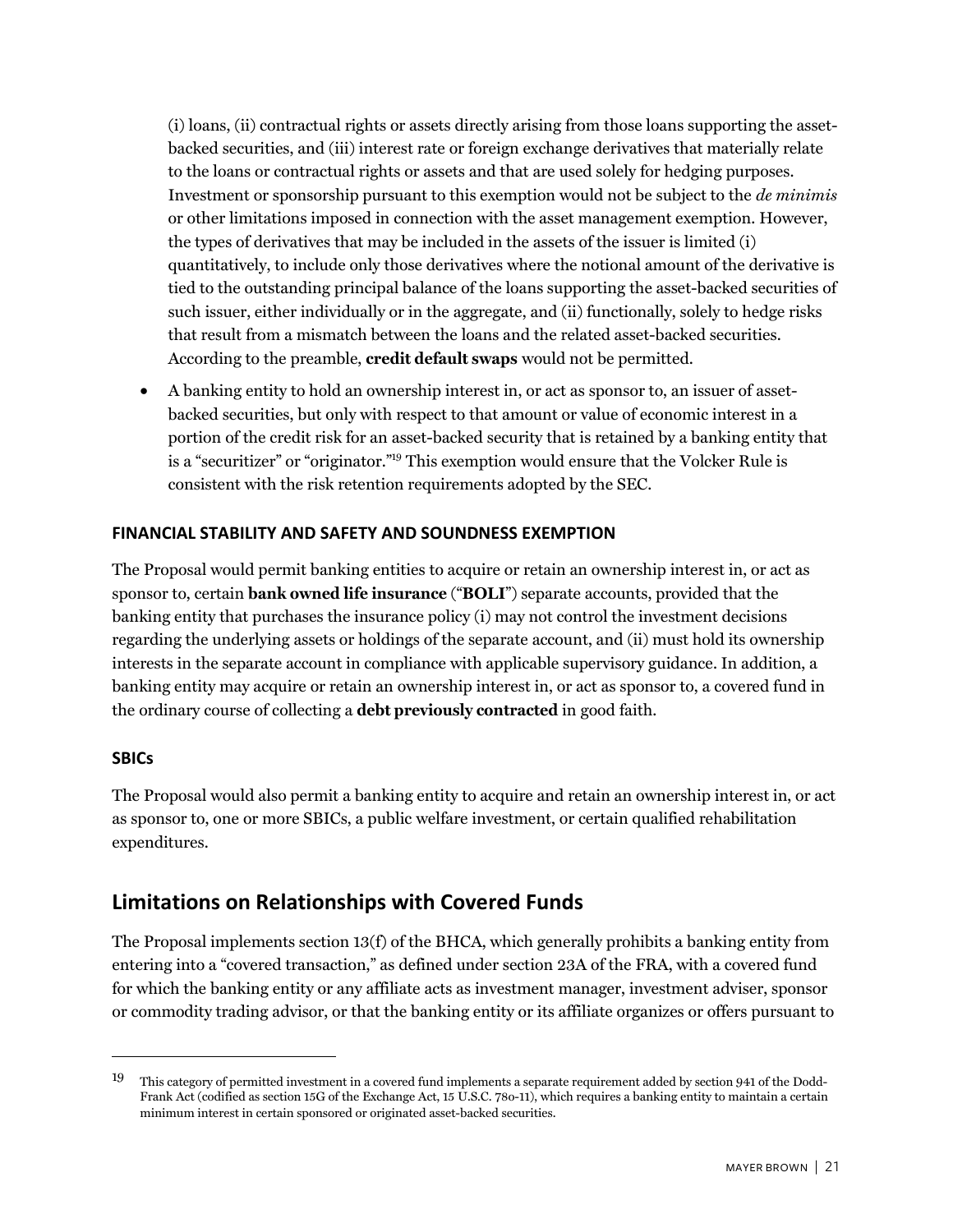(i) loans, (ii) contractual rights or assets directly arising from those loans supporting the asset-backed securities, and (iii) interest rate or foreign exchange derivatives that materially relate to the loans or contractual rights or assets and that are used solely for hedging purposes. Investment or sponsorship pursuant to this exemption would not be subject to the *de minimis* or other limitations imposed in connection with the asset management exemption. However, the types of derivatives that may be included in the assets of the issuer is limited (i) quantitatively, to include only those derivatives where the notional amount of the derivative is tied to the outstanding principal balance of the loans supporting the asset-backed securities of such issuer, either individually or in the aggregate, and (ii) functionally, solely to hedge risks that result from a mismatch between the loans and the related asset-backed securities. According to the preamble, **credit default swaps** would not be permitted.

- A banking entity to hold an ownership interest in, or act as sponsor to, an issuer of asset-backed securities, but only with respect to that amount or value of economic interest in a portion of the credit risk for an asset-backed security that is retained by a banking entity that is a "securitizer" or "originator."[19] This exemption would ensure that the Volcker Rule is consistent with the risk retention requirements adopted by the SEC.

#### FINANCIAL STABILITY AND SAFETY AND SOUNDNESS EXEMPTION

The Proposal would permit banking entities to acquire or retain an ownership interest in, or act as sponsor to, certain **bank owned life insurance** ("**BOLI**") separate accounts, provided that the banking entity that purchases the insurance policy (i) may not control the investment decisions regarding the underlying assets or holdings of the separate account, and (ii) must hold its ownership interests in the separate account in compliance with applicable supervisory guidance. In addition, a banking entity may acquire or retain an ownership interest in, or act as sponsor to, a covered fund in the ordinary course of collecting a **debt previously contracted** in good faith.

#### SBICs

The Proposal would also permit a banking entity to acquire and retain an ownership interest in, or act as sponsor to, one or more SBICs, a public welfare investment, or certain qualified rehabilitation expenditures.

## Limitations on Relationships with Covered Funds

The Proposal implements section 13(f) of the BHCA, which generally prohibits a banking entity from entering into a "covered transaction," as defined under section 23A of the FRA, with a covered fund for which the banking entity or any affiliate acts as investment manager, investment adviser, sponsor or commodity trading advisor, or that the banking entity or its affiliate organizes or offers pursuant to

---

[19] This category of permitted investment in a covered fund implements a separate requirement added by section 941 of the Dodd-Frank Act (codified as section 15G of the Exchange Act, 15 U.S.C. 78o-11), which requires a banking entity to maintain a certain minimum interest in certain sponsored or originated asset-backed securities.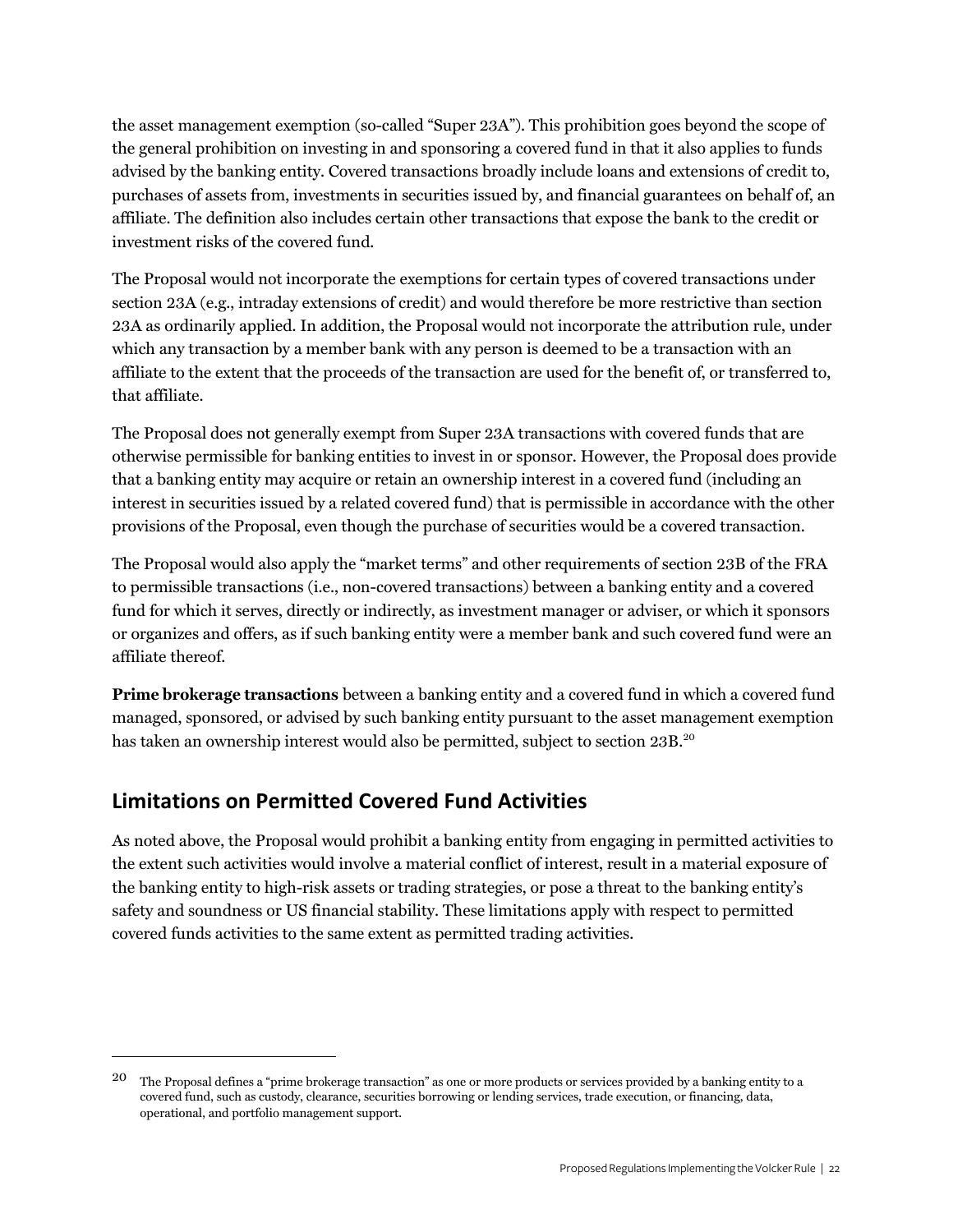the asset management exemption (so-called "Super 23A"). This prohibition goes beyond the scope of the general prohibition on investing in and sponsoring a covered fund in that it also applies to funds advised by the banking entity. Covered transactions broadly include loans and extensions of credit to, purchases of assets from, investments in securities issued by, and financial guarantees on behalf of, an affiliate. The definition also includes certain other transactions that expose the bank to the credit or investment risks of the covered fund.

The Proposal would not incorporate the exemptions for certain types of covered transactions under section 23A (e.g., intraday extensions of credit) and would therefore be more restrictive than section 23A as ordinarily applied. In addition, the Proposal would not incorporate the attribution rule, under which any transaction by a member bank with any person is deemed to be a transaction with an affiliate to the extent that the proceeds of the transaction are used for the benefit of, or transferred to, that affiliate.

The Proposal does not generally exempt from Super 23A transactions with covered funds that are otherwise permissible for banking entities to invest in or sponsor. However, the Proposal does provide that a banking entity may acquire or retain an ownership interest in a covered fund (including an interest in securities issued by a related covered fund) that is permissible in accordance with the other provisions of the Proposal, even though the purchase of securities would be a covered transaction.

The Proposal would also apply the "market terms" and other requirements of section 23B of the FRA to permissible transactions (i.e., non-covered transactions) between a banking entity and a covered fund for which it serves, directly or indirectly, as investment manager or adviser, or which it sponsors or organizes and offers, as if such banking entity were a member bank and such covered fund were an affiliate thereof.

**Prime brokerage transactions** between a banking entity and a covered fund in which a covered fund managed, sponsored, or advised by such banking entity pursuant to the asset management exemption has taken an ownership interest would also be permitted, subject to section 23B.[20]

## Limitations on Permitted Covered Fund Activities

As noted above, the Proposal would prohibit a banking entity from engaging in permitted activities to the extent such activities would involve a material conflict of interest, result in a material exposure of the banking entity to high-risk assets or trading strategies, or pose a threat to the banking entity's safety and soundness or US financial stability. These limitations apply with respect to permitted covered funds activities to the same extent as permitted trading activities.

---

[20] The Proposal defines a "prime brokerage transaction" as one or more products or services provided by a banking entity to a covered fund, such as custody, clearance, securities borrowing or lending services, trade execution, or financing, data, operational, and portfolio management support.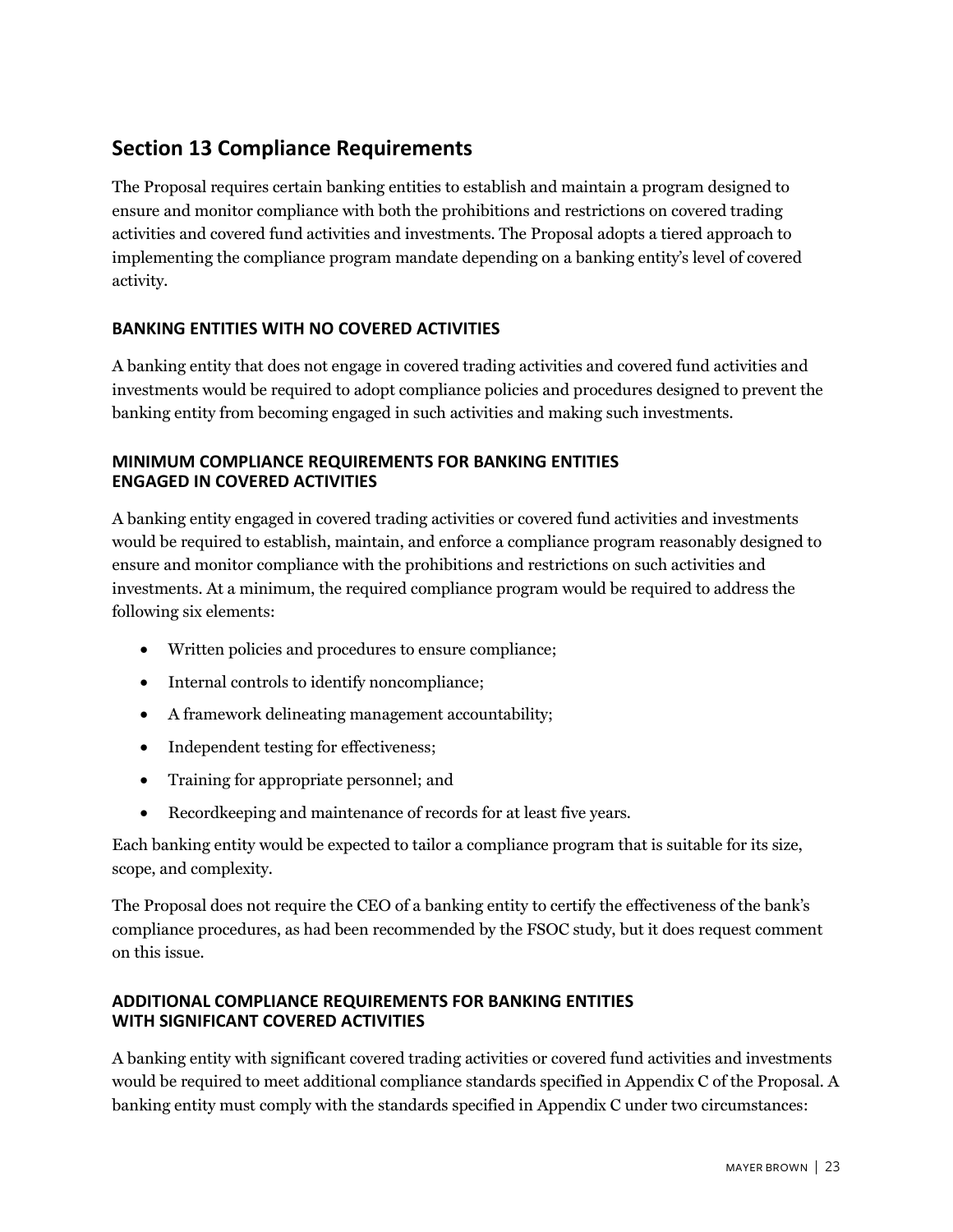## Section 13 Compliance Requirements

The Proposal requires certain banking entities to establish and maintain a program designed to ensure and monitor compliance with both the prohibitions and restrictions on covered trading activities and covered fund activities and investments. The Proposal adopts a tiered approach to implementing the compliance program mandate depending on a banking entity's level of covered activity.

### BANKING ENTITIES WITH NO COVERED ACTIVITIES

A banking entity that does not engage in covered trading activities and covered fund activities and investments would be required to adopt compliance policies and procedures designed to prevent the banking entity from becoming engaged in such activities and making such investments.

### MINIMUM COMPLIANCE REQUIREMENTS FOR BANKING ENTITIES ENGAGED IN COVERED ACTIVITIES

A banking entity engaged in covered trading activities or covered fund activities and investments would be required to establish, maintain, and enforce a compliance program reasonably designed to ensure and monitor compliance with the prohibitions and restrictions on such activities and investments. At a minimum, the required compliance program would be required to address the following six elements:

- Written policies and procedures to ensure compliance;
- Internal controls to identify noncompliance;
- A framework delineating management accountability;
- Independent testing for effectiveness;
- Training for appropriate personnel; and
- Recordkeeping and maintenance of records for at least five years.

Each banking entity would be expected to tailor a compliance program that is suitable for its size, scope, and complexity.

The Proposal does not require the CEO of a banking entity to certify the effectiveness of the bank's compliance procedures, as had been recommended by the FSOC study, but it does request comment on this issue.

### ADDITIONAL COMPLIANCE REQUIREMENTS FOR BANKING ENTITIES WITH SIGNIFICANT COVERED ACTIVITIES

A banking entity with significant covered trading activities or covered fund activities and investments would be required to meet additional compliance standards specified in Appendix C of the Proposal. A banking entity must comply with the standards specified in Appendix C under two circumstances: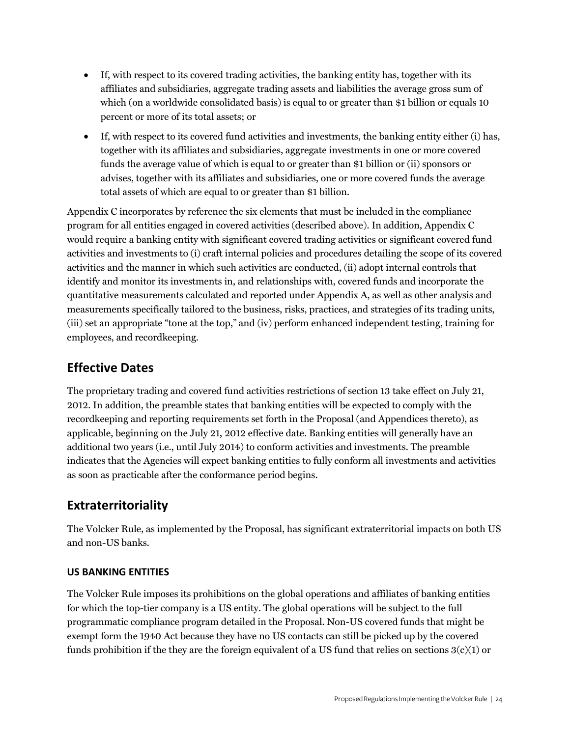- If, with respect to its covered trading activities, the banking entity has, together with its affiliates and subsidiaries, aggregate trading assets and liabilities the average gross sum of which (on a worldwide consolidated basis) is equal to or greater than $1 billion or equals 10 percent or more of its total assets; or
- If, with respect to its covered fund activities and investments, the banking entity either (i) has, together with its affiliates and subsidiaries, aggregate investments in one or more covered funds the average value of which is equal to or greater than $1 billion or (ii) sponsors or advises, together with its affiliates and subsidiaries, one or more covered funds the average total assets of which are equal to or greater than $1 billion.

Appendix C incorporates by reference the six elements that must be included in the compliance program for all entities engaged in covered activities (described above). In addition, Appendix C would require a banking entity with significant covered trading activities or significant covered fund activities and investments to (i) craft internal policies and procedures detailing the scope of its covered activities and the manner in which such activities are conducted, (ii) adopt internal controls that identify and monitor its investments in, and relationships with, covered funds and incorporate the quantitative measurements calculated and reported under Appendix A, as well as other analysis and measurements specifically tailored to the business, risks, practices, and strategies of its trading units, (iii) set an appropriate "tone at the top," and (iv) perform enhanced independent testing, training for employees, and recordkeeping.

## Effective Dates

The proprietary trading and covered fund activities restrictions of section 13 take effect on July 21, 2012. In addition, the preamble states that banking entities will be expected to comply with the recordkeeping and reporting requirements set forth in the Proposal (and Appendices thereto), as applicable, beginning on the July 21, 2012 effective date. Banking entities will generally have an additional two years (i.e., until July 2014) to conform activities and investments. The preamble indicates that the Agencies will expect banking entities to fully conform all investments and activities as soon as practicable after the conformance period begins.

## Extraterritoriality

The Volcker Rule, as implemented by the Proposal, has significant extraterritorial impacts on both US and non-US banks.

### US BANKING ENTITIES

The Volcker Rule imposes its prohibitions on the global operations and affiliates of banking entities for which the top-tier company is a US entity. The global operations will be subject to the full programmatic compliance program detailed in the Proposal. Non-US covered funds that might be exempt form the 1940 Act because they have no US contacts can still be picked up by the covered funds prohibition if the they are the foreign equivalent of a US fund that relies on sections 3(c)(1) or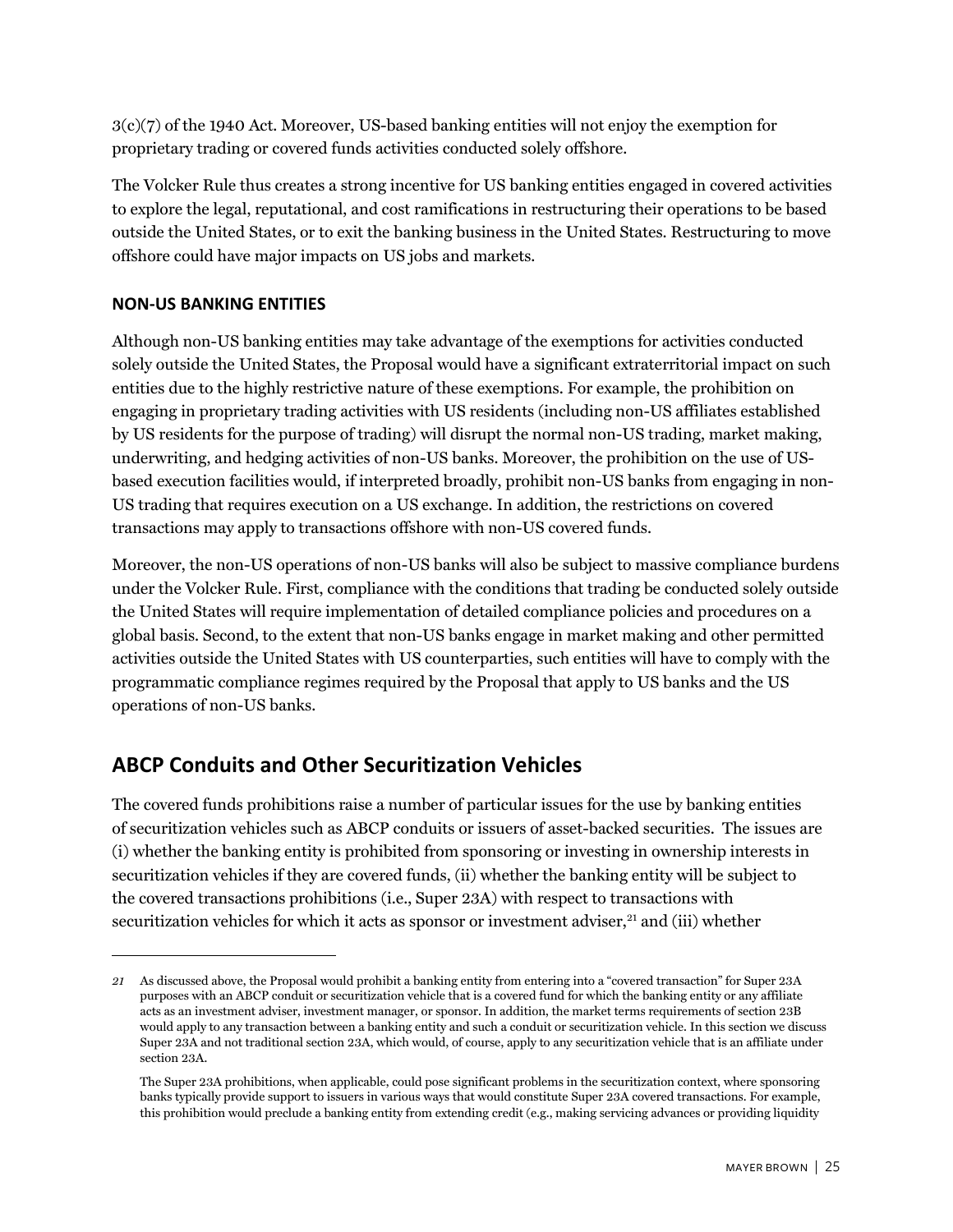3(c)(7) of the 1940 Act. Moreover, US-based banking entities will not enjoy the exemption for proprietary trading or covered funds activities conducted solely offshore.

The Volcker Rule thus creates a strong incentive for US banking entities engaged in covered activities to explore the legal, reputational, and cost ramifications in restructuring their operations to be based outside the United States, or to exit the banking business in the United States. Restructuring to move offshore could have major impacts on US jobs and markets.

### NON-US BANKING ENTITIES

Although non-US banking entities may take advantage of the exemptions for activities conducted solely outside the United States, the Proposal would have a significant extraterritorial impact on such entities due to the highly restrictive nature of these exemptions. For example, the prohibition on engaging in proprietary trading activities with US residents (including non-US affiliates established by US residents for the purpose of trading) will disrupt the normal non-US trading, market making, underwriting, and hedging activities of non-US banks. Moreover, the prohibition on the use of US-based execution facilities would, if interpreted broadly, prohibit non-US banks from engaging in non-US trading that requires execution on a US exchange. In addition, the restrictions on covered transactions may apply to transactions offshore with non-US covered funds.

Moreover, the non-US operations of non-US banks will also be subject to massive compliance burdens under the Volcker Rule. First, compliance with the conditions that trading be conducted solely outside the United States will require implementation of detailed compliance policies and procedures on a global basis. Second, to the extent that non-US banks engage in market making and other permitted activities outside the United States with US counterparties, such entities will have to comply with the programmatic compliance regimes required by the Proposal that apply to US banks and the US operations of non-US banks.

## ABCP Conduits and Other Securitization Vehicles

The covered funds prohibitions raise a number of particular issues for the use by banking entities of securitization vehicles such as ABCP conduits or issuers of asset-backed securities. The issues are (i) whether the banking entity is prohibited from sponsoring or investing in ownership interests in securitization vehicles if they are covered funds, (ii) whether the banking entity will be subject to the covered transactions prohibitions (i.e., Super 23A) with respect to transactions with securitization vehicles for which it acts as sponsor or investment adviser,[21] and (iii) whether

---

[21] As discussed above, the Proposal would prohibit a banking entity from entering into a "covered transaction" for Super 23A purposes with an ABCP conduit or securitization vehicle that is a covered fund for which the banking entity or any affiliate acts as an investment adviser, investment manager, or sponsor. In addition, the market terms requirements of section 23B would apply to any transaction between a banking entity and such a conduit or securitization vehicle. In this section we discuss Super 23A and not traditional section 23A, which would, of course, apply to any securitization vehicle that is an affiliate under section 23A.

The Super 23A prohibitions, when applicable, could pose significant problems in the securitization context, where sponsoring banks typically provide support to issuers in various ways that would constitute Super 23A covered transactions. For example, this prohibition would preclude a banking entity from extending credit (e.g., making servicing advances or providing liquidity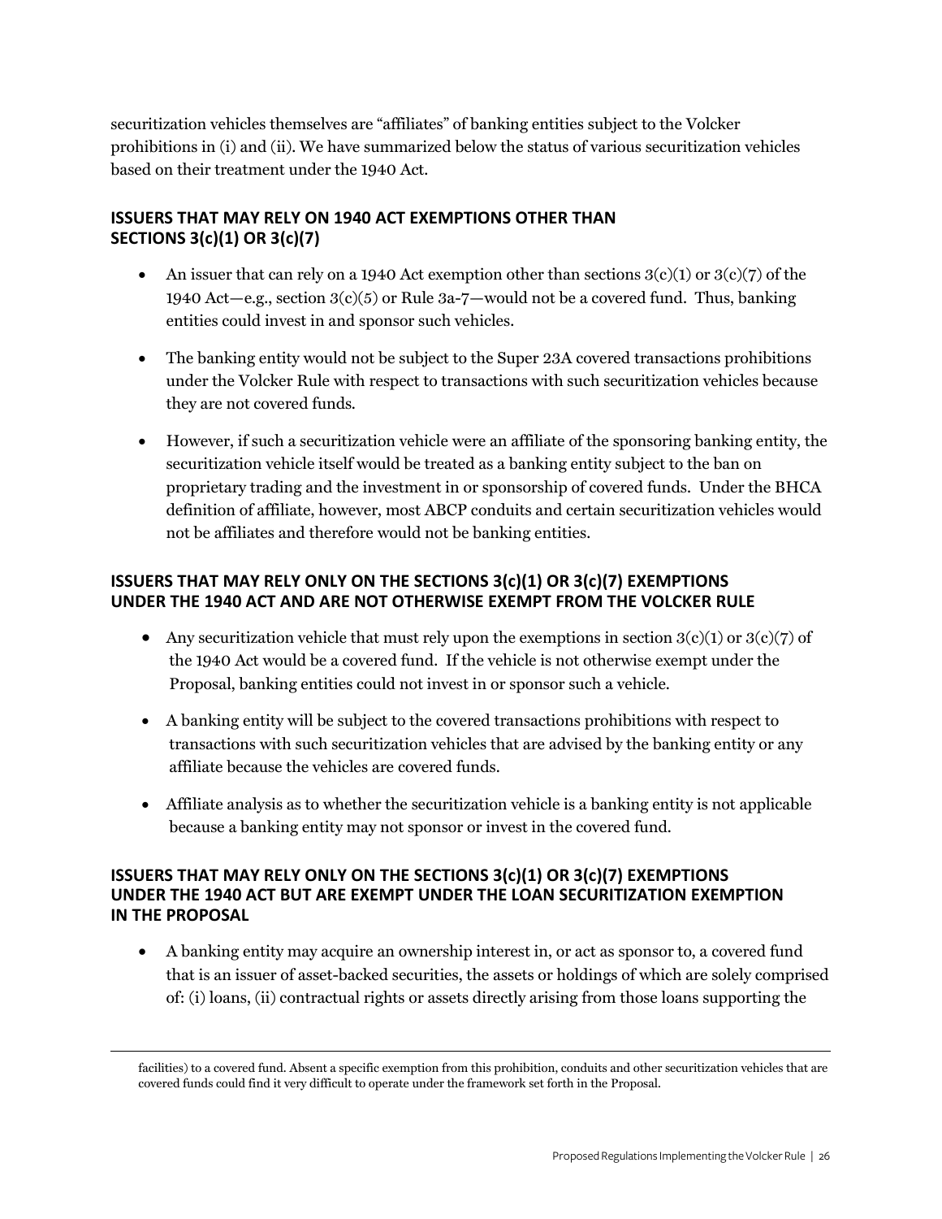securitization vehicles themselves are "affiliates" of banking entities subject to the Volcker prohibitions in (i) and (ii). We have summarized below the status of various securitization vehicles based on their treatment under the 1940 Act.

### ISSUERS THAT MAY RELY ON 1940 ACT EXEMPTIONS OTHER THAN SECTIONS 3(c)(1) OR 3(c)(7)

- An issuer that can rely on a 1940 Act exemption other than sections 3(c)(1) or 3(c)(7) of the 1940 Act—e.g., section 3(c)(5) or Rule 3a-7—would not be a covered fund. Thus, banking entities could invest in and sponsor such vehicles.
- The banking entity would not be subject to the Super 23A covered transactions prohibitions under the Volcker Rule with respect to transactions with such securitization vehicles because they are not covered funds.
- However, if such a securitization vehicle were an affiliate of the sponsoring banking entity, the securitization vehicle itself would be treated as a banking entity subject to the ban on proprietary trading and the investment in or sponsorship of covered funds. Under the BHCA definition of affiliate, however, most ABCP conduits and certain securitization vehicles would not be affiliates and therefore would not be banking entities.

### ISSUERS THAT MAY RELY ONLY ON THE SECTIONS 3(c)(1) OR 3(c)(7) EXEMPTIONS UNDER THE 1940 ACT AND ARE NOT OTHERWISE EXEMPT FROM THE VOLCKER RULE

- Any securitization vehicle that must rely upon the exemptions in section 3(c)(1) or 3(c)(7) of the 1940 Act would be a covered fund. If the vehicle is not otherwise exempt under the Proposal, banking entities could not invest in or sponsor such a vehicle.
- A banking entity will be subject to the covered transactions prohibitions with respect to transactions with such securitization vehicles that are advised by the banking entity or any affiliate because the vehicles are covered funds.
- Affiliate analysis as to whether the securitization vehicle is a banking entity is not applicable because a banking entity may not sponsor or invest in the covered fund.

### ISSUERS THAT MAY RELY ONLY ON THE SECTIONS 3(c)(1) OR 3(c)(7) EXEMPTIONS UNDER THE 1940 ACT BUT ARE EXEMPT UNDER THE LOAN SECURITIZATION EXEMPTION IN THE PROPOSAL

- A banking entity may acquire an ownership interest in, or act as sponsor to, a covered fund that is an issuer of asset-backed securities, the assets or holdings of which are solely comprised of: (i) loans, (ii) contractual rights or assets directly arising from those loans supporting the

---

facilities) to a covered fund. Absent a specific exemption from this prohibition, conduits and other securitization vehicles that are covered funds could find it very difficult to operate under the framework set forth in the Proposal.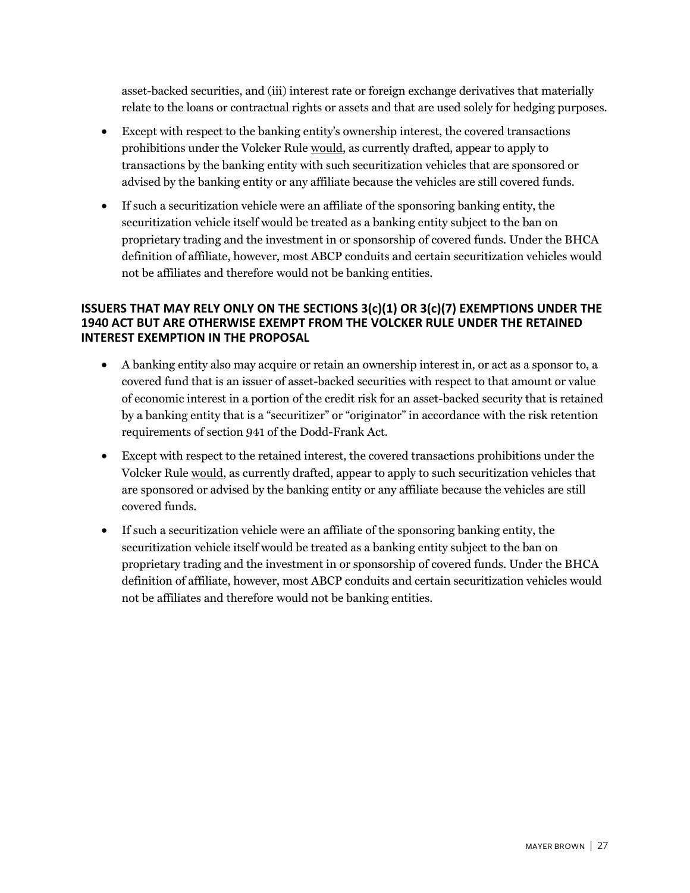asset-backed securities, and (iii) interest rate or foreign exchange derivatives that materially relate to the loans or contractual rights or assets and that are used solely for hedging purposes.

- Except with respect to the banking entity's ownership interest, the covered transactions prohibitions under the Volcker Rule <u>would</u>, as currently drafted, appear to apply to transactions by the banking entity with such securitization vehicles that are sponsored or advised by the banking entity or any affiliate because the vehicles are still covered funds.
- If such a securitization vehicle were an affiliate of the sponsoring banking entity, the securitization vehicle itself would be treated as a banking entity subject to the ban on proprietary trading and the investment in or sponsorship of covered funds. Under the BHCA definition of affiliate, however, most ABCP conduits and certain securitization vehicles would not be affiliates and therefore would not be banking entities.

### ISSUERS THAT MAY RELY ONLY ON THE SECTIONS 3(c)(1) OR 3(c)(7) EXEMPTIONS UNDER THE 1940 ACT BUT ARE OTHERWISE EXEMPT FROM THE VOLCKER RULE UNDER THE RETAINED INTEREST EXEMPTION IN THE PROPOSAL

- A banking entity also may acquire or retain an ownership interest in, or act as a sponsor to, a covered fund that is an issuer of asset-backed securities with respect to that amount or value of economic interest in a portion of the credit risk for an asset-backed security that is retained by a banking entity that is a "securitizer" or "originator" in accordance with the risk retention requirements of section 941 of the Dodd-Frank Act.
- Except with respect to the retained interest, the covered transactions prohibitions under the Volcker Rule <u>would</u>, as currently drafted, appear to apply to such securitization vehicles that are sponsored or advised by the banking entity or any affiliate because the vehicles are still covered funds.
- If such a securitization vehicle were an affiliate of the sponsoring banking entity, the securitization vehicle itself would be treated as a banking entity subject to the ban on proprietary trading and the investment in or sponsorship of covered funds. Under the BHCA definition of affiliate, however, most ABCP conduits and certain securitization vehicles would not be affiliates and therefore would not be banking entities.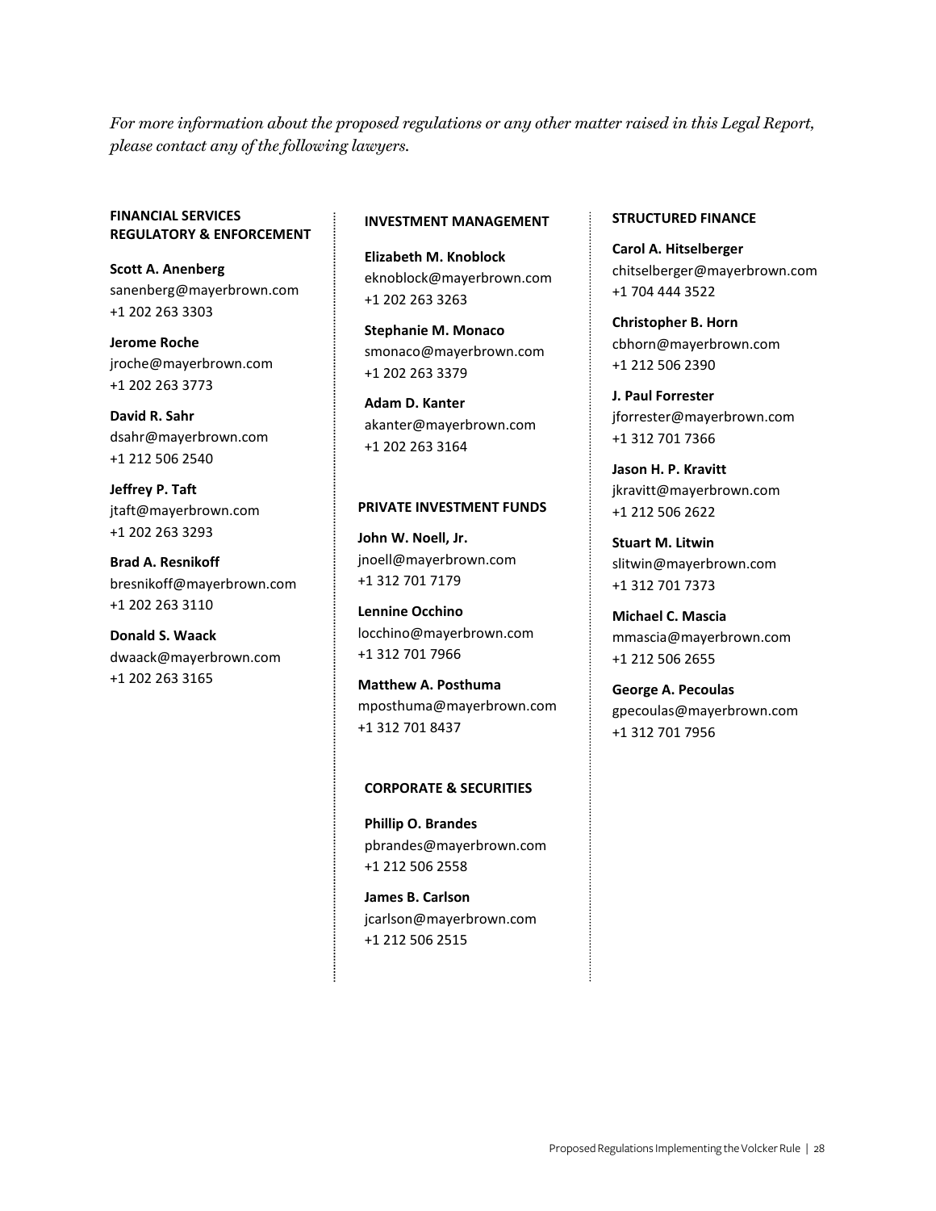*For more information about the proposed regulations or any other matter raised in this Legal Report, please contact any of the following lawyers.*

**FINANCIAL SERVICES REGULATORY & ENFORCEMENT**

**Scott A. Anenberg**
sanenberg@mayerbrown.com
+1 202 263 3303

**Jerome Roche**
jroche@mayerbrown.com
+1 202 263 3773

**David R. Sahr**
dsahr@mayerbrown.com
+1 212 506 2540

**Jeffrey P. Taft**
jtaft@mayerbrown.com
+1 202 263 3293

**Brad A. Resnikoff**
bresnikoff@mayerbrown.com
+1 202 263 3110

**Donald S. Waack**
dwaack@mayerbrown.com
+1 202 263 3165

**INVESTMENT MANAGEMENT**

**Elizabeth M. Knoblock**
eknoblock@mayerbrown.com
+1 202 263 3263

**Stephanie M. Monaco**
smonaco@mayerbrown.com
+1 202 263 3379

**Adam D. Kanter**
akanter@mayerbrown.com
+1 202 263 3164

**PRIVATE INVESTMENT FUNDS**

**John W. Noell, Jr.**
jnoell@mayerbrown.com
+1 312 701 7179

**Lennine Occhino**
locchino@mayerbrown.com
+1 312 701 7966

**Matthew A. Posthuma**
mposthuma@mayerbrown.com
+1 312 701 8437

**CORPORATE & SECURITIES**

**Phillip O. Brandes**
pbrandes@mayerbrown.com
+1 212 506 2558

**James B. Carlson**
jcarlson@mayerbrown.com
+1 212 506 2515

**STRUCTURED FINANCE**

**Carol A. Hitselberger**
chitselberger@mayerbrown.com
+1 704 444 3522

**Christopher B. Horn**
cbhorn@mayerbrown.com
+1 212 506 2390

**J. Paul Forrester**
jforrester@mayerbrown.com
+1 312 701 7366

**Jason H. P. Kravitt**
jkravitt@mayerbrown.com
+1 212 506 2622

**Stuart M. Litwin**
slitwin@mayerbrown.com
+1 312 701 7373

**Michael C. Mascia**
mmascia@mayerbrown.com
+1 212 506 2655

**George A. Pecoulas**
gpecoulas@mayerbrown.com
+1 312 701 7956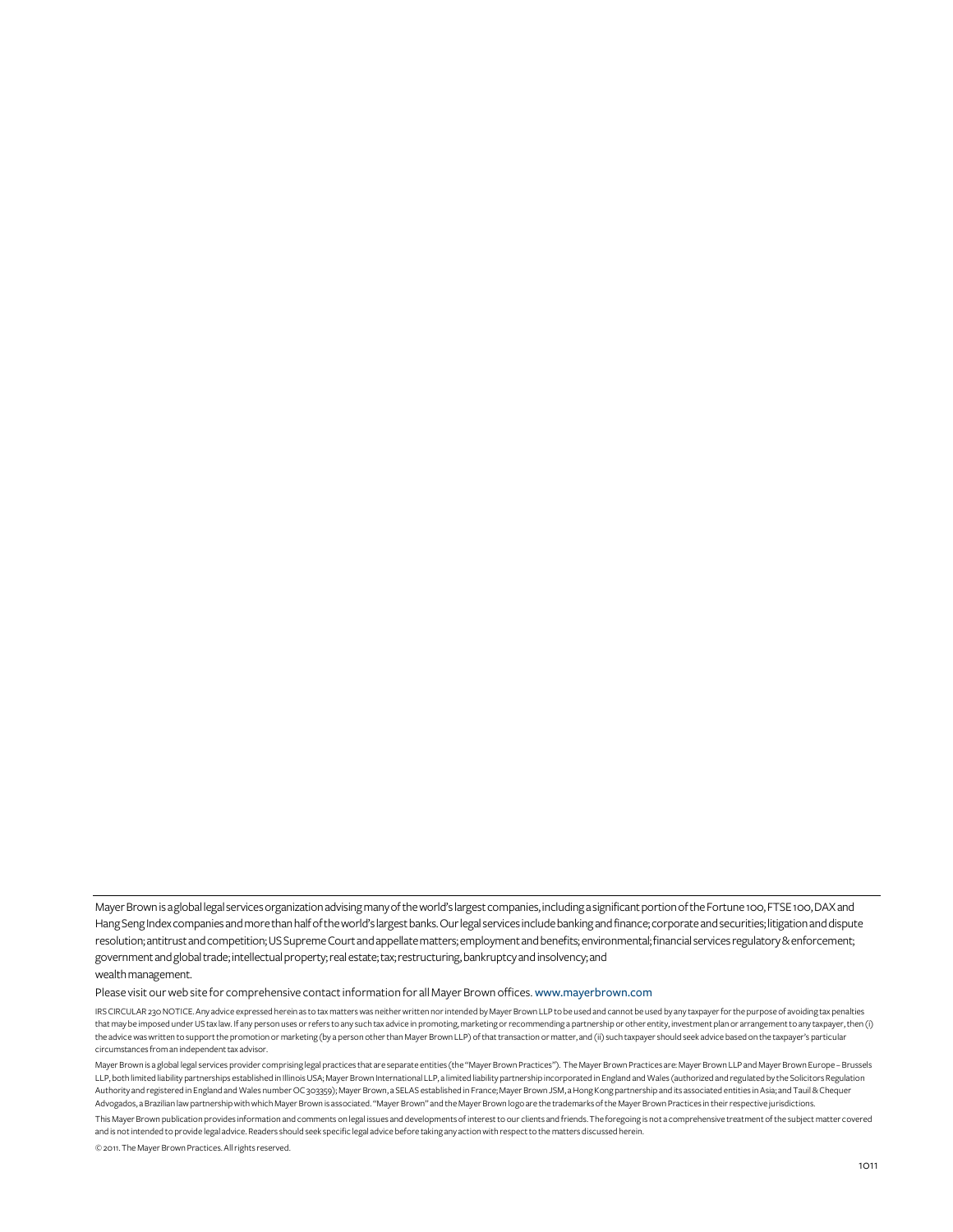Mayer Brown is a global legal services organization advising many of the world's largest companies, including a significant portion of the Fortune 100, FTSE 100, DAX and Hang Seng Index companies and more than half of the world's largest banks. Our legal services include banking and finance; corporate and securities; litigation and dispute resolution; antitrust and competition; US Supreme Court and appellate matters; employment and benefits; environmental; financial services regulatory & enforcement; government and global trade; intellectual property; real estate; tax; restructuring, bankruptcy and insolvency; and wealth management.

Please visit our web site for comprehensive contact information for all Mayer Brown offices. www.mayerbrown.com

IRS CIRCULAR 230 NOTICE. Any advice expressed herein as to tax matters was neither written nor intended by Mayer Brown LLP to be used and cannot be used by any taxpayer for the purpose of avoiding tax penalties that may be imposed under US tax law. If any person uses or refers to any such tax advice in promoting, marketing or recommending a partnership or other entity, investment plan or arrangement to any taxpayer, then (i) the advice was written to support the promotion or marketing (by a person other than Mayer Brown LLP) of that transaction or matter, and (ii) such taxpayer should seek advice based on the taxpayer's particular circumstances from an independent tax advisor.

Mayer Brown is a global legal services provider comprising legal practices that are separate entities (the "Mayer Brown Practices"). The Mayer Brown Practices are: Mayer Brown LLP and Mayer Brown Europe – Brussels LLP, both limited liability partnerships established in Illinois USA; Mayer Brown International LLP, a limited liability partnership incorporated in England and Wales (authorized and regulated by the Solicitors Regulation Authority and registered in England and Wales number OC 303359); Mayer Brown, a SELAS established in France; Mayer Brown JSM, a Hong Kong partnership and its associated entities in Asia; and Tauil & Chequer Advogados, a Brazilian law partnership with which Mayer Brown is associated. "Mayer Brown" and the Mayer Brown logo are the trademarks of the Mayer Brown Practices in their respective jurisdictions.

This Mayer Brown publication provides information and comments on legal issues and developments of interest to our clients and friends. The foregoing is not a comprehensive treatment of the subject matter covered and is not intended to provide legal advice. Readers should seek specific legal advice before taking any action with respect to the matters discussed herein.

© 2011. The Mayer Brown Practices. All rights reserved.

1011